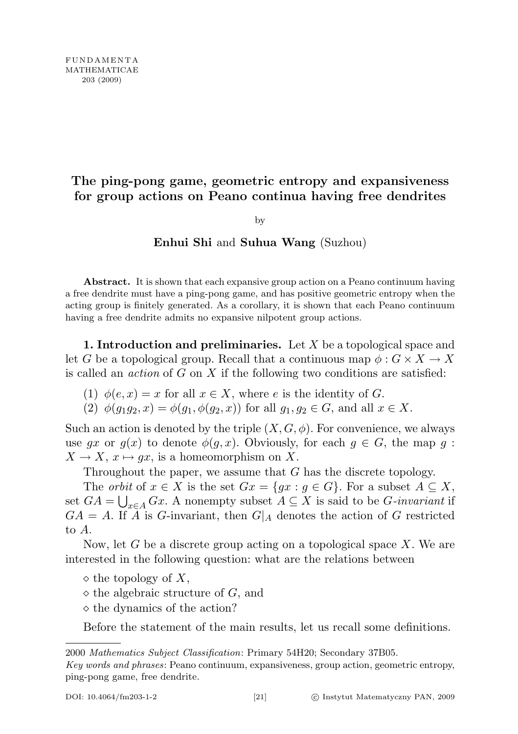# The ping-pong game, geometric entropy and expansiveness for group actions on Peano continua having free dendrites

by

**Enhui Shi** and **Suhua Wang** (Suzhou)

**Abstract.** It is shown that each expansive group action on a Peano continuum having a free dendrite must have a ping-pong game, and has positive geometric entropy when the acting group is finitely generated. As a corollary, it is shown that each Peano continuum having a free dendrite admits no expansive nilpotent group actions.

**1. Introduction and preliminaries.** Let $X$ be a topological space and let $G$ be a topological group. Recall that a continuous map $\phi : G \times X \to X$ is called an *action* of $G$ on $X$ if the following two conditions are satisfied:

(1) $\phi(e, x) = x$ for all $x \in X$, where $e$ is the identity of $G$.
(2) $\phi(g_1 g_2, x) = \phi(g_1, \phi(g_2, x))$ for all $g_1, g_2 \in G$, and all $x \in X$.

Such an action is denoted by the triple $(X, G, \phi)$. For convenience, we always use $gx$ or $g(x)$ to denote $\phi(g, x)$. Obviously, for each $g \in G$, the map $g : X \to X$, $x \mapsto gx$, is a homeomorphism on $X$.

Throughout the paper, we assume that $G$ has the discrete topology.

The *orbit* of $x \in X$ is the set $Gx = \{gx : g \in G\}$. For a subset $A \subseteq X$, set $GA = \bigcup_{x \in A} Gx$. A nonempty subset $A \subseteq X$ is said to be $G$-*invariant* if $GA = A$. If $A$ is $G$-invariant, then $G|_A$ denotes the action of $G$ restricted to $A$.

Now, let $G$ be a discrete group acting on a topological space $X$. We are interested in the following question: what are the relations between

◇ the topology of $X$,
◇ the algebraic structure of $G$, and
◇ the dynamics of the action?

Before the statement of the main results, let us recall some definitions.

---

2000 *Mathematics Subject Classification*: Primary 54H20; Secondary 37B05.
*Key words and phrases*: Peano continuum, expansiveness, group action, geometric entropy, ping-pong game, free dendrite.

DOI: 10.4064/fm203-1-2 © Instytut Matematyczny PAN, 2009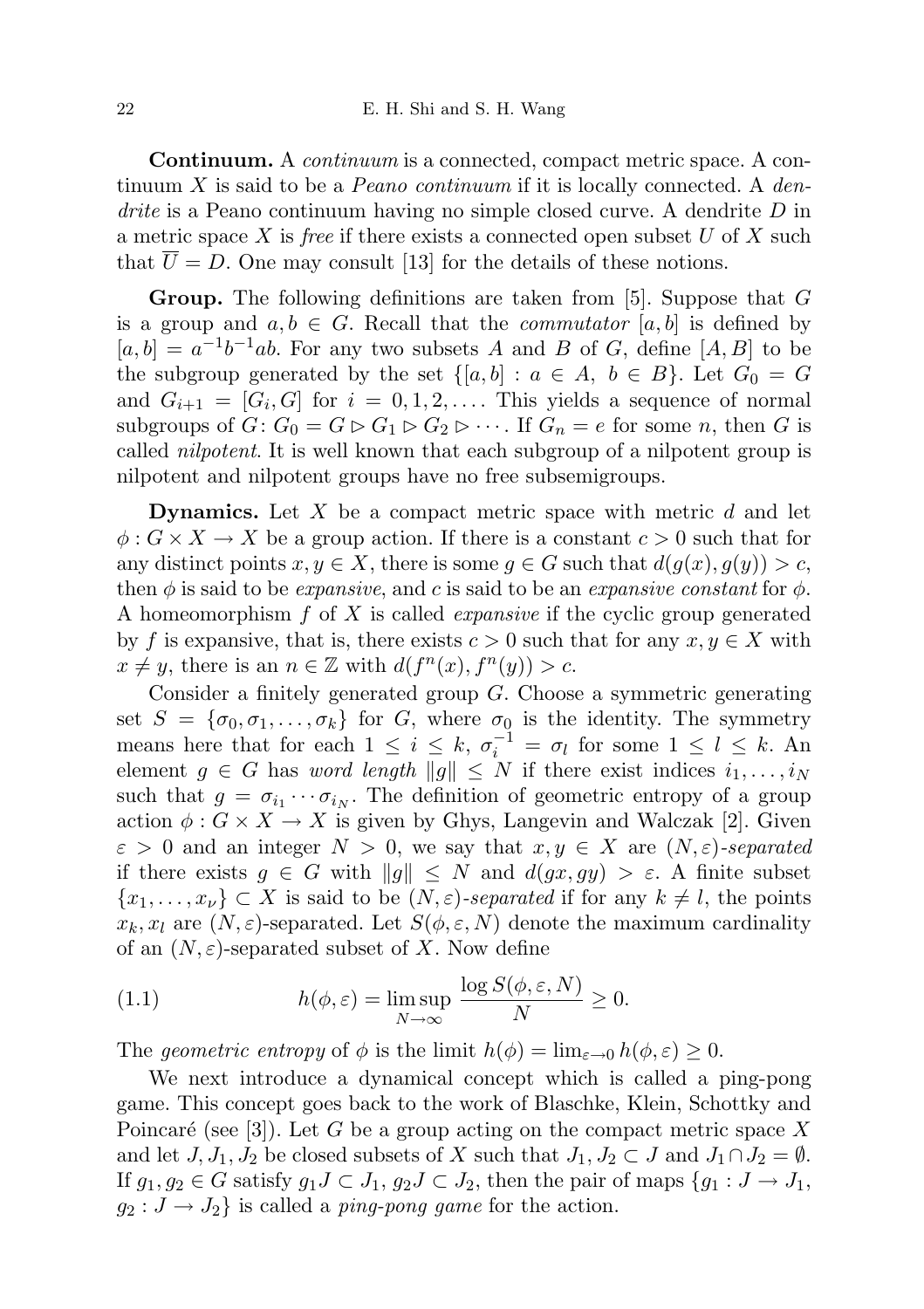**Continuum.** A *continuum* is a connected, compact metric space. A continuum $X$ is said to be a *Peano continuum* if it is locally connected. A *dendrite* is a Peano continuum having no simple closed curve. A dendrite $D$ in a metric space $X$ is *free* if there exists a connected open subset $U$ of $X$ such that $\overline{U} = D$. One may consult [13] for the details of these notions.

**Group.** The following definitions are taken from [5]. Suppose that $G$ is a group and $a, b \in G$. Recall that the *commutator* $[a, b]$ is defined by $[a, b] = a^{-1}b^{-1}ab$. For any two subsets $A$ and $B$ of $G$, define $[A, B]$ to be the subgroup generated by the set $\{[a, b] : a \in A,\ b \in B\}$. Let $G_0 = G$ and $G_{i+1} = [G_i, G]$ for $i = 0, 1, 2, \ldots$. This yields a sequence of normal subgroups of $G$: $G_0 = G \rhd G_1 \rhd G_2 \rhd \cdots$. If $G_n = e$ for some $n$, then $G$ is called *nilpotent*. It is well known that each subgroup of a nilpotent group is nilpotent and nilpotent groups have no free subsemigroups.

**Dynamics.** Let $X$ be a compact metric space with metric $d$ and let $\phi : G \times X \to X$ be a group action. If there is a constant $c > 0$ such that for any distinct points $x, y \in X$, there is some $g \in G$ such that $d(g(x), g(y)) > c$, then $\phi$ is said to be *expansive*, and $c$ is said to be an *expansive constant* for $\phi$. A homeomorphism $f$ of $X$ is called *expansive* if the cyclic group generated by $f$ is expansive, that is, there exists $c > 0$ such that for any $x, y \in X$ with $x \neq y$, there is an $n \in \mathbb{Z}$ with $d(f^n(x), f^n(y)) > c$.

Consider a finitely generated group $G$. Choose a symmetric generating set $S = \{\sigma_0, \sigma_1, \ldots, \sigma_k\}$ for $G$, where $\sigma_0$ is the identity. The symmetry means here that for each $1 \leq i \leq k$, $\sigma_i^{-1} = \sigma_l$ for some $1 \leq l \leq k$. An element $g \in G$ has *word length* $\|g\| \leq N$ if there exist indices $i_1, \ldots, i_N$ such that $g = \sigma_{i_1} \cdots \sigma_{i_N}$. The definition of geometric entropy of a group action $\phi : G \times X \to X$ is given by Ghys, Langevin and Walczak [2]. Given $\varepsilon > 0$ and an integer $N > 0$, we say that $x, y \in X$ are $(N, \varepsilon)$-*separated* if there exists $g \in G$ with $\|g\| \leq N$ and $d(gx, gy) > \varepsilon$. A finite subset $\{x_1, \ldots, x_\nu\} \subset X$ is said to be $(N, \varepsilon)$-*separated* if for any $k \neq l$, the points $x_k, x_l$ are $(N, \varepsilon)$-separated. Let $S(\phi, \varepsilon, N)$ denote the maximum cardinality of an $(N, \varepsilon)$-separated subset of $X$. Now define

$$h(\phi, \varepsilon) = \limsup_{N \to \infty} \frac{\log S(\phi, \varepsilon, N)}{N} \geq 0. \tag{1.1}$$

The *geometric entropy* of $\phi$ is the limit $h(\phi) = \lim_{\varepsilon \to 0} h(\phi, \varepsilon) \geq 0$.

We next introduce a dynamical concept which is called a ping-pong game. This concept goes back to the work of Blaschke, Klein, Schottky and Poincaré (see [3]). Let $G$ be a group acting on the compact metric space $X$ and let $J, J_1, J_2$ be closed subsets of $X$ such that $J_1, J_2 \subset J$ and $J_1 \cap J_2 = \emptyset$. If $g_1, g_2 \in G$ satisfy $g_1 J \subset J_1$, $g_2 J \subset J_2$, then the pair of maps $\{g_1 : J \to J_1, g_2 : J \to J_2\}$ is called a *ping-pong game* for the action.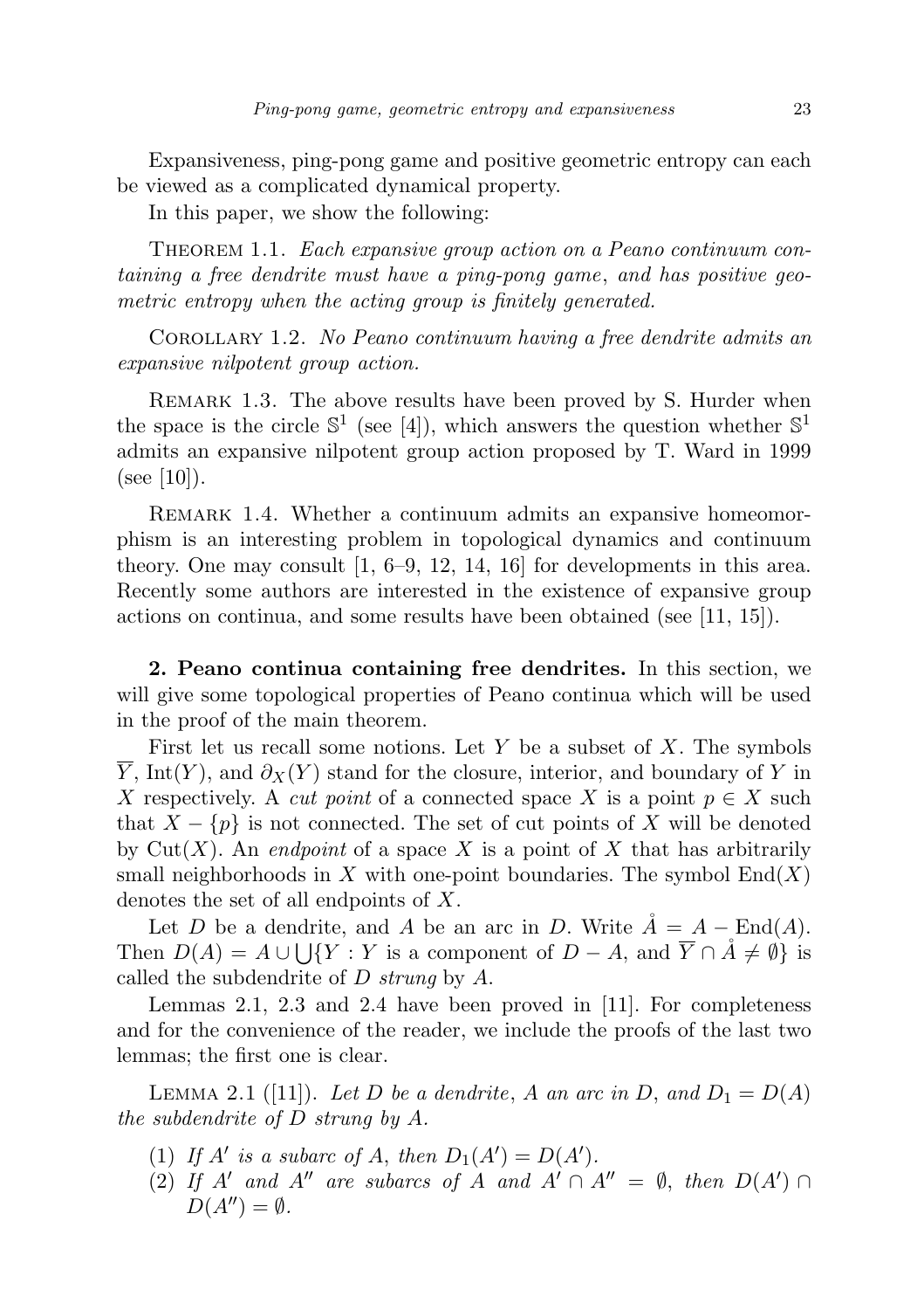Expansiveness, ping-pong game and positive geometric entropy can each be viewed as a complicated dynamical property.

In this paper, we show the following:

THEOREM 1.1. *Each expansive group action on a Peano continuum containing a free dendrite must have a ping-pong game, and has positive geometric entropy when the acting group is finitely generated.*

COROLLARY 1.2. *No Peano continuum having a free dendrite admits an expansive nilpotent group action.*

REMARK 1.3. The above results have been proved by S. Hurder when the space is the circle $\mathbb{S}^1$ (see [4]), which answers the question whether $\mathbb{S}^1$ admits an expansive nilpotent group action proposed by T. Ward in 1999 (see [10]).

REMARK 1.4. Whether a continuum admits an expansive homeomorphism is an interesting problem in topological dynamics and continuum theory. One may consult [1, 6–9, 12, 14, 16] for developments in this area. Recently some authors are interested in the existence of expansive group actions on continua, and some results have been obtained (see [11, 15]).

**2. Peano continua containing free dendrites.** In this section, we will give some topological properties of Peano continua which will be used in the proof of the main theorem.

First let us recall some notions. Let $Y$ be a subset of $X$. The symbols $\overline{Y}$, $\mathrm{Int}(Y)$, and $\partial_X(Y)$ stand for the closure, interior, and boundary of $Y$ in $X$ respectively. A *cut point* of a connected space $X$ is a point $p \in X$ such that $X - \{p\}$ is not connected. The set of cut points of $X$ will be denoted by $\mathrm{Cut}(X)$. An *endpoint* of a space $X$ is a point of $X$ that has arbitrarily small neighborhoods in $X$ with one-point boundaries. The symbol $\mathrm{End}(X)$ denotes the set of all endpoints of $X$.

Let $D$ be a dendrite, and $A$ be an arc in $D$. Write $\mathring{A} = A - \mathrm{End}(A)$. Then $D(A) = A \cup \bigcup\{Y : Y \text{ is a component of } D - A, \text{ and } \overline{Y} \cap \mathring{A} \neq \emptyset\}$ is called the subdendrite of $D$ *strung* by $A$.

Lemmas 2.1, 2.3 and 2.4 have been proved in [11]. For completeness and for the convenience of the reader, we include the proofs of the last two lemmas; the first one is clear.

LEMMA 2.1 ([11]). *Let $D$ be a dendrite, $A$ an arc in $D$, and $D_1 = D(A)$ the subdendrite of $D$ strung by $A$.*

1. *If $A'$ is a subarc of $A$, then $D_1(A') = D(A')$.*
2. *If $A'$ and $A''$ are subarcs of $A$ and $A' \cap A'' = \emptyset$, then $D(A') \cap D(A'') = \emptyset$.*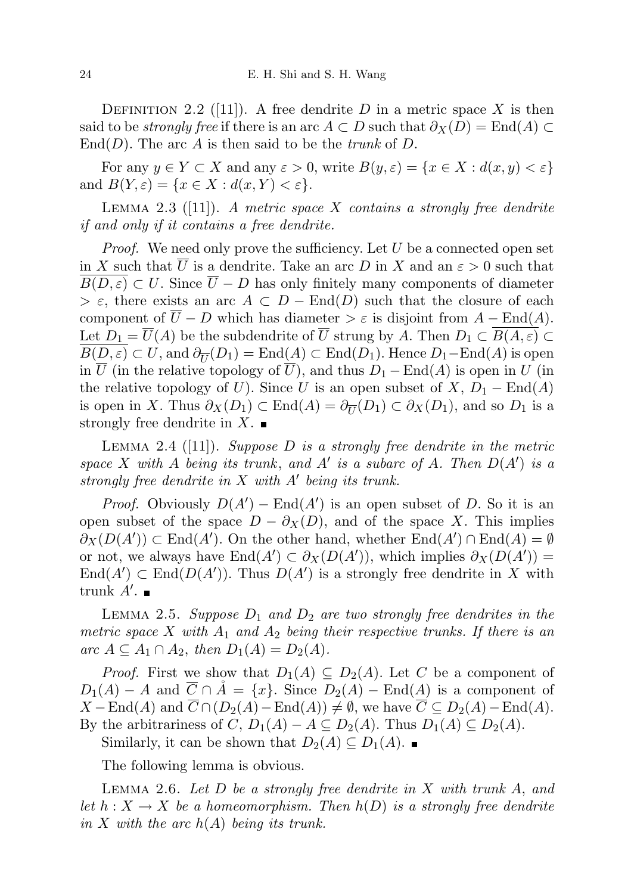Definition 2.2 ([11]). A free dendrite $D$ in a metric space $X$ is then said to be *strongly free* if there is an arc $A \subset D$ such that $\partial_X(D) = \mathrm{End}(A) \subset \mathrm{End}(D)$. The arc $A$ is then said to be the *trunk* of $D$.

For any $y \in Y \subset X$ and any $\varepsilon > 0$, write $B(y, \varepsilon) = \{x \in X : d(x, y) < \varepsilon\}$ and $B(Y, \varepsilon) = \{x \in X : d(x, Y) < \varepsilon\}$.

Lemma 2.3 ([11]). *A metric space $X$ contains a strongly free dendrite if and only if it contains a free dendrite.*

*Proof.* We need only prove the sufficiency. Let $U$ be a connected open set in $X$ such that $\overline{U}$ is a dendrite. Take an arc $D$ in $X$ and an $\varepsilon > 0$ such that $\overline{B(D, \varepsilon)} \subset U$. Since $\overline{U} - D$ has only finitely many components of diameter $> \varepsilon$, there exists an arc $A \subset D - \mathrm{End}(D)$ such that the closure of each component of $\overline{U} - D$ which has diameter $> \varepsilon$ is disjoint from $A - \mathrm{End}(A)$. Let $D_1 = \overline{U}(A)$ be the subdendrite of $\overline{U}$ strung by $A$. Then $D_1 \subset \overline{B(A, \varepsilon)} \subset \overline{B(D, \varepsilon)} \subset U$, and $\partial_{\overline{U}}(D_1) = \mathrm{End}(A) \subset \mathrm{End}(D_1)$. Hence $D_1 - \mathrm{End}(A)$ is open in $\overline{U}$ (in the relative topology of $\overline{U}$), and thus $D_1 - \mathrm{End}(A)$ is open in $U$ (in the relative topology of $U$). Since $U$ is an open subset of $X$, $D_1 - \mathrm{End}(A)$ is open in $X$. Thus $\partial_X(D_1) \subset \mathrm{End}(A) = \partial_{\overline{U}}(D_1) \subset \partial_X(D_1)$, and so $D_1$ is a strongly free dendrite in $X$. ∎

Lemma 2.4 ([11]). *Suppose $D$ is a strongly free dendrite in the metric space $X$ with $A$ being its trunk, and $A'$ is a subarc of $A$. Then $D(A')$ is a strongly free dendrite in $X$ with $A'$ being its trunk.*

*Proof.* Obviously $D(A') - \mathrm{End}(A')$ is an open subset of $D$. So it is an open subset of the space $D - \partial_X(D)$, and of the space $X$. This implies $\partial_X(D(A')) \subset \mathrm{End}(A')$. On the other hand, whether $\mathrm{End}(A') \cap \mathrm{End}(A) = \emptyset$ or not, we always have $\mathrm{End}(A') \subset \partial_X(D(A'))$, which implies $\partial_X(D(A')) = \mathrm{End}(A') \subset \mathrm{End}(D(A'))$. Thus $D(A')$ is a strongly free dendrite in $X$ with trunk $A'$. ∎

Lemma 2.5. *Suppose $D_1$ and $D_2$ are two strongly free dendrites in the metric space $X$ with $A_1$ and $A_2$ being their respective trunks. If there is an arc $A \subseteq A_1 \cap A_2$, then $D_1(A) = D_2(A)$.*

*Proof.* First we show that $D_1(A) \subseteq D_2(A)$. Let $C$ be a component of $D_1(A) - A$ and $\overline{C} \cap \mathring{A} = \{x\}$. Since $D_2(A) - \mathrm{End}(A)$ is a component of $X - \mathrm{End}(A)$ and $\overline{C} \cap (D_2(A) - \mathrm{End}(A)) \neq \emptyset$, we have $\overline{C} \subseteq D_2(A) - \mathrm{End}(A)$. By the arbitrariness of $C$, $D_1(A) - A \subseteq D_2(A)$. Thus $D_1(A) \subseteq D_2(A)$.

Similarly, it can be shown that $D_2(A) \subseteq D_1(A)$. ∎

The following lemma is obvious.

Lemma 2.6. *Let $D$ be a strongly free dendrite in $X$ with trunk $A$, and let $h : X \to X$ be a homeomorphism. Then $h(D)$ is a strongly free dendrite in $X$ with the arc $h(A)$ being its trunk.*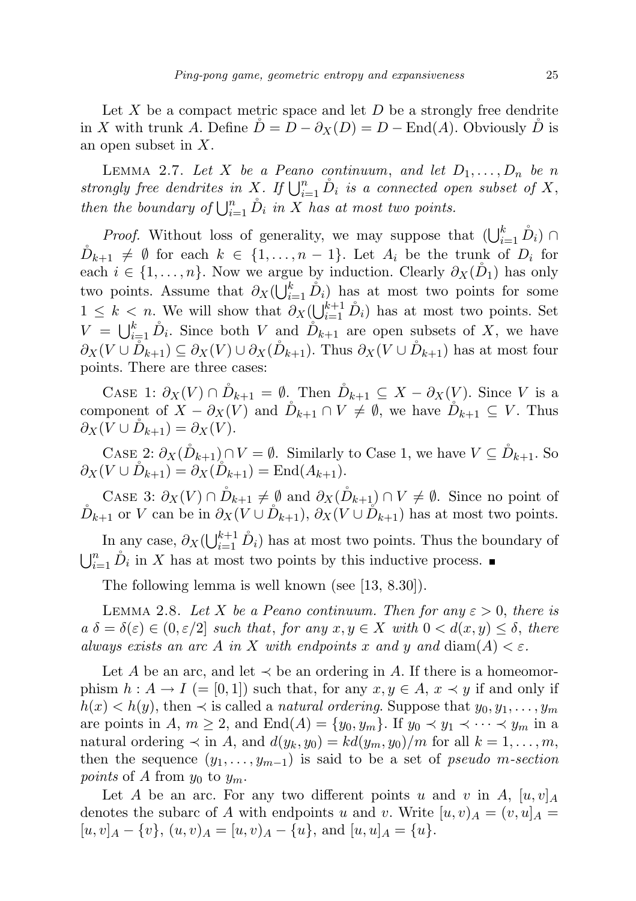Let $X$ be a compact metric space and let $D$ be a strongly free dendrite in $X$ with trunk $A$. Define $\mathring{D} = D - \partial_X(D) = D - \mathrm{End}(A)$. Obviously $\mathring{D}$ is an open subset in $X$.

Lemma 2.7. *Let $X$ be a Peano continuum, and let $D_1, \ldots, D_n$ be $n$ strongly free dendrites in $X$. If $\bigcup_{i=1}^n \mathring{D}_i$ is a connected open subset of $X$, then the boundary of $\bigcup_{i=1}^n \mathring{D}_i$ in $X$ has at most two points.*

*Proof.* Without loss of generality, we may suppose that $(\bigcup_{i=1}^k \mathring{D}_i) \cap \mathring{D}_{k+1} \neq \emptyset$ for each $k \in \{1, \ldots, n-1\}$. Let $A_i$ be the trunk of $D_i$ for each $i \in \{1, \ldots, n\}$. Now we argue by induction. Clearly $\partial_X(\mathring{D}_1)$ has only two points. Assume that $\partial_X(\bigcup_{i=1}^k \mathring{D}_i)$ has at most two points for some $1 \leq k < n$. We will show that $\partial_X(\bigcup_{i=1}^{k+1} \mathring{D}_i)$ has at most two points. Set $V = \bigcup_{i=1}^k \mathring{D}_i$. Since both $V$ and $\mathring{D}_{k+1}$ are open subsets of $X$, we have $\partial_X(V \cup \mathring{D}_{k+1}) \subseteq \partial_X(V) \cup \partial_X(\mathring{D}_{k+1})$. Thus $\partial_X(V \cup \mathring{D}_{k+1})$ has at most four points. There are three cases:

Case 1: $\partial_X(V) \cap \mathring{D}_{k+1} = \emptyset$. Then $\mathring{D}_{k+1} \subseteq X - \partial_X(V)$. Since $V$ is a component of $X - \partial_X(V)$ and $\mathring{D}_{k+1} \cap V \neq \emptyset$, we have $\mathring{D}_{k+1} \subseteq V$. Thus $\partial_X(V \cup \mathring{D}_{k+1}) = \partial_X(V)$.

Case 2: $\partial_X(\mathring{D}_{k+1}) \cap V = \emptyset$. Similarly to Case 1, we have $V \subseteq \mathring{D}_{k+1}$. So $\partial_X(V \cup \mathring{D}_{k+1}) = \partial_X(\mathring{D}_{k+1}) = \mathrm{End}(A_{k+1})$.

Case 3: $\partial_X(V) \cap \mathring{D}_{k+1} \neq \emptyset$ and $\partial_X(\mathring{D}_{k+1}) \cap V \neq \emptyset$. Since no point of $\mathring{D}_{k+1}$ or $V$ can be in $\partial_X(V \cup \mathring{D}_{k+1})$, $\partial_X(V \cup \mathring{D}_{k+1})$ has at most two points.

In any case, $\partial_X(\bigcup_{i=1}^{k+1} \mathring{D}_i)$ has at most two points. Thus the boundary of $\bigcup_{i=1}^n \mathring{D}_i$ in $X$ has at most two points by this inductive process. ∎

The following lemma is well known (see [13, 8.30]).

Lemma 2.8. *Let $X$ be a Peano continuum. Then for any $\varepsilon > 0$, there is a $\delta = \delta(\varepsilon) \in (0, \varepsilon/2]$ such that, for any $x, y \in X$ with $0 < d(x, y) \leq \delta$, there always exists an arc $A$ in $X$ with endpoints $x$ and $y$ and $\mathrm{diam}(A) < \varepsilon$.*

Let $A$ be an arc, and let $\prec$ be an ordering in $A$. If there is a homeomorphism $h : A \to I$ $(= [0,1])$ such that, for any $x, y \in A$, $x \prec y$ if and only if $h(x) < h(y)$, then $\prec$ is called a *natural ordering*. Suppose that $y_0, y_1, \ldots, y_m$ are points in $A$, $m \geq 2$, and $\mathrm{End}(A) = \{y_0, y_m\}$. If $y_0 \prec y_1 \prec \cdots \prec y_m$ in a natural ordering $\prec$ in $A$, and $d(y_k, y_0) = k d(y_m, y_0)/m$ for all $k = 1, \ldots, m$, then the sequence $(y_1, \ldots, y_{m-1})$ is said to be a set of *pseudo $m$-section points* of $A$ from $y_0$ to $y_m$.

Let $A$ be an arc. For any two different points $u$ and $v$ in $A$, $[u, v]_A$ denotes the subarc of $A$ with endpoints $u$ and $v$. Write $[u, v)_A = (v, u]_A = [u, v]_A - \{v\}$, $(u, v)_A = [u, v)_A - \{u\}$, and $[u, u]_A = \{u\}$.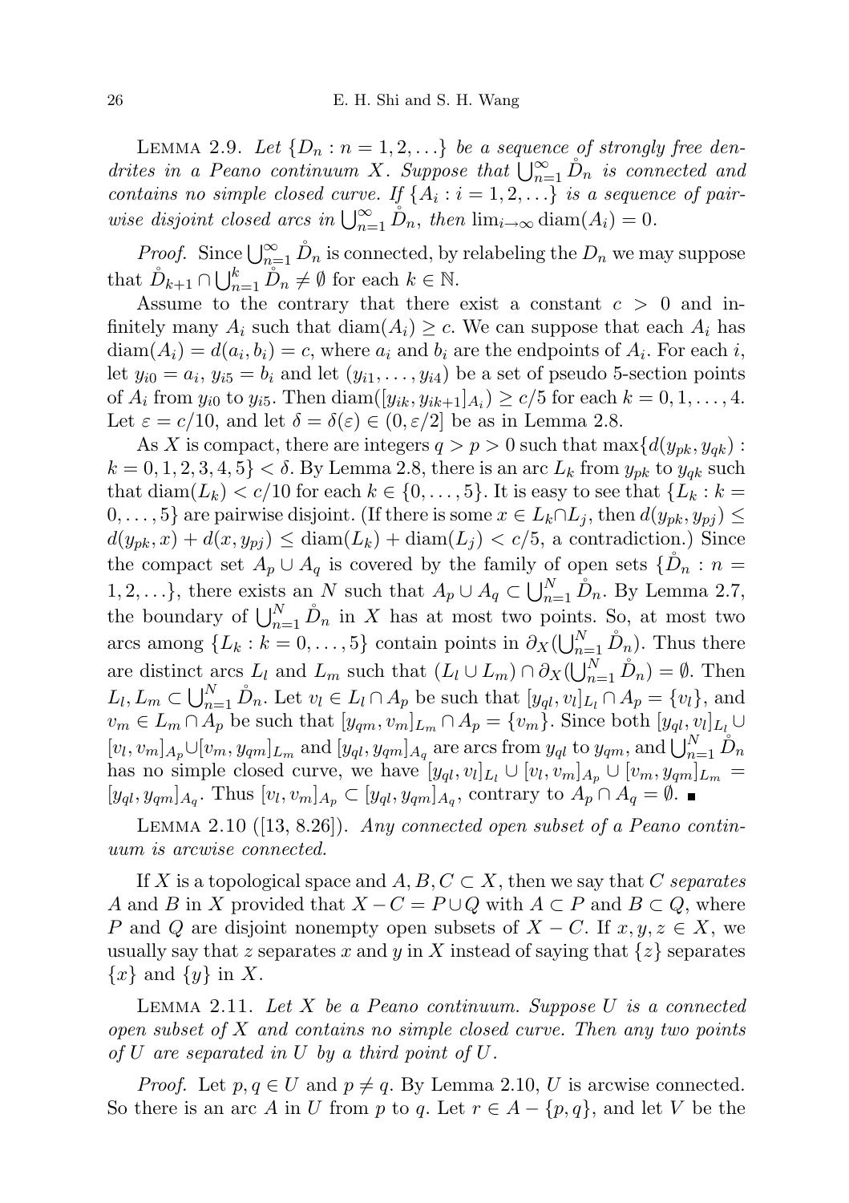Lemma 2.9. *Let $\{D_n : n = 1, 2, \ldots\}$ be a sequence of strongly free dendrites in a Peano continuum $X$. Suppose that $\bigcup_{n=1}^{\infty} \mathring{D}_n$ is connected and contains no simple closed curve. If $\{A_i : i = 1, 2, \ldots\}$ is a sequence of pairwise disjoint closed arcs in $\bigcup_{n=1}^{\infty} \mathring{D}_n$, then $\lim_{i\to\infty} \operatorname{diam}(A_i) = 0$.*

*Proof.* Since $\bigcup_{n=1}^{\infty} \mathring{D}_n$ is connected, by relabeling the $D_n$ we may suppose that $\mathring{D}_{k+1} \cap \bigcup_{n=1}^{k} \mathring{D}_n \neq \emptyset$ for each $k \in \mathbb{N}$.

Assume to the contrary that there exist a constant $c > 0$ and infinitely many $A_i$ such that $\operatorname{diam}(A_i) \geq c$. We can suppose that each $A_i$ has $\operatorname{diam}(A_i) = d(a_i, b_i) = c$, where $a_i$ and $b_i$ are the endpoints of $A_i$. For each $i$, let $y_{i0} = a_i$, $y_{i5} = b_i$ and let $(y_{i1}, \ldots, y_{i4})$ be a set of pseudo 5-section points of $A_i$ from $y_{i0}$ to $y_{i5}$. Then $\operatorname{diam}([y_{ik}, y_{ik+1}]_{A_i}) \geq c/5$ for each $k = 0, 1, \ldots, 4$. Let $\varepsilon = c/10$, and let $\delta = \delta(\varepsilon) \in (0, \varepsilon/2]$ be as in Lemma 2.8.

As $X$ is compact, there are integers $q > p > 0$ such that $\max\{d(y_{pk}, y_{qk}) : k = 0, 1, 2, 3, 4, 5\} < \delta$. By Lemma 2.8, there is an arc $L_k$ from $y_{pk}$ to $y_{qk}$ such that $\operatorname{diam}(L_k) < c/10$ for each $k \in \{0, \ldots, 5\}$. It is easy to see that $\{L_k : k = 0, \ldots, 5\}$ are pairwise disjoint. (If there is some $x \in L_k \cap L_j$, then $d(y_{pk}, y_{pj}) \leq d(y_{pk}, x) + d(x, y_{pj}) \leq \operatorname{diam}(L_k) + \operatorname{diam}(L_j) < c/5$, a contradiction.) Since the compact set $A_p \cup A_q$ is covered by the family of open sets $\{\mathring{D}_n : n = 1, 2, \ldots\}$, there exists an $N$ such that $A_p \cup A_q \subset \bigcup_{n=1}^{N} \mathring{D}_n$. By Lemma 2.7, the boundary of $\bigcup_{n=1}^{N} \mathring{D}_n$ in $X$ has at most two points. So, at most two arcs among $\{L_k : k = 0, \ldots, 5\}$ contain points in $\partial_X(\bigcup_{n=1}^{N} \mathring{D}_n)$. Thus there are distinct arcs $L_l$ and $L_m$ such that $(L_l \cup L_m) \cap \partial_X(\bigcup_{n=1}^{N} \mathring{D}_n) = \emptyset$. Then $L_l, L_m \subset \bigcup_{n=1}^{N} \mathring{D}_n$. Let $v_l \in L_l \cap A_p$ be such that $[y_{ql}, v_l]_{L_l} \cap A_p = \{v_l\}$, and $v_m \in L_m \cap A_p$ be such that $[y_{qm}, v_m]_{L_m} \cap A_p = \{v_m\}$. Since both $[y_{ql}, v_l]_{L_l} \cup [v_l, v_m]_{A_p} \cup [v_m, y_{qm}]_{L_m}$ and $[y_{ql}, y_{qm}]_{A_q}$ are arcs from $y_{ql}$ to $y_{qm}$, and $\bigcup_{n=1}^{N} \mathring{D}_n$ has no simple closed curve, we have $[y_{ql}, v_l]_{L_l} \cup [v_l, v_m]_{A_p} \cup [v_m, y_{qm}]_{L_m} = [y_{ql}, y_{qm}]_{A_q}$. Thus $[v_l, v_m]_{A_p} \subset [y_{ql}, y_{qm}]_{A_q}$, contrary to $A_p \cap A_q = \emptyset$. ∎

Lemma 2.10 ([13, 8.26]). *Any connected open subset of a Peano continuum is arcwise connected.*

If $X$ is a topological space and $A, B, C \subset X$, then we say that $C$ *separates* $A$ and $B$ in $X$ provided that $X - C = P \cup Q$ with $A \subset P$ and $B \subset Q$, where $P$ and $Q$ are disjoint nonempty open subsets of $X - C$. If $x, y, z \in X$, we usually say that $z$ separates $x$ and $y$ in $X$ instead of saying that $\{z\}$ separates $\{x\}$ and $\{y\}$ in $X$.

Lemma 2.11. *Let $X$ be a Peano continuum. Suppose $U$ is a connected open subset of $X$ and contains no simple closed curve. Then any two points of $U$ are separated in $U$ by a third point of $U$.*

*Proof.* Let $p, q \in U$ and $p \neq q$. By Lemma 2.10, $U$ is arcwise connected. So there is an arc $A$ in $U$ from $p$ to $q$. Let $r \in A - \{p, q\}$, and let $V$ be the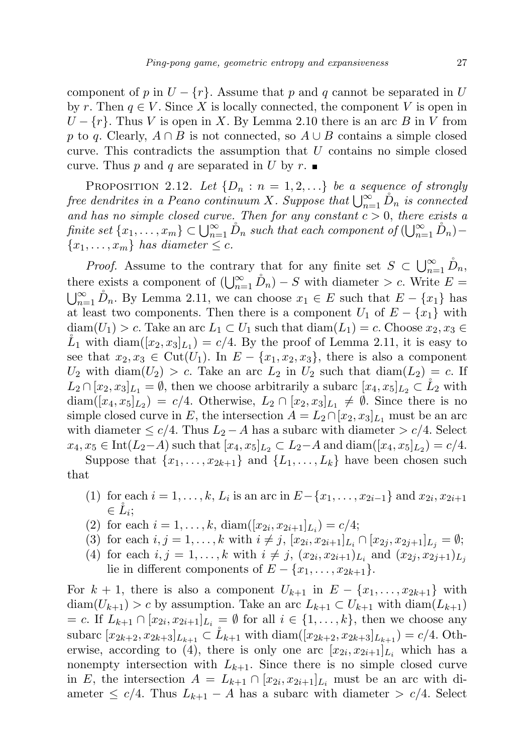component of $p$ in $U - \{r\}$. Assume that $p$ and $q$ cannot be separated in $U$ by $r$. Then $q \in V$. Since $X$ is locally connected, the component $V$ is open in $U - \{r\}$. Thus $V$ is open in $X$. By Lemma 2.10 there is an arc $B$ in $V$ from $p$ to $q$. Clearly, $A \cap B$ is not connected, so $A \cup B$ contains a simple closed curve. This contradicts the assumption that $U$ contains no simple closed curve. Thus $p$ and $q$ are separated in $U$ by $r$. ∎

PROPOSITION 2.12. *Let $\{D_n : n = 1, 2, \ldots\}$ be a sequence of strongly free dendrites in a Peano continuum $X$. Suppose that $\bigcup_{n=1}^{\infty} \mathring{D}_n$ is connected and has no simple closed curve. Then for any constant $c > 0$, there exists a finite set $\{x_1, \ldots, x_m\} \subset \bigcup_{n=1}^{\infty} \mathring{D}_n$ such that each component of $(\bigcup_{n=1}^{\infty} \mathring{D}_n) - \{x_1, \ldots, x_m\}$ has diameter $\leq c$.*

*Proof.* Assume to the contrary that for any finite set $S \subset \bigcup_{n=1}^{\infty} \mathring{D}_n$, there exists a component of $(\bigcup_{n=1}^{\infty} \mathring{D}_n) - S$ with diameter $> c$. Write $E = \bigcup_{n=1}^{\infty} \mathring{D}_n$. By Lemma 2.11, we can choose $x_1 \in E$ such that $E - \{x_1\}$ has at least two components. Then there is a component $U_1$ of $E - \{x_1\}$ with $\operatorname{diam}(U_1) > c$. Take an arc $L_1 \subset U_1$ such that $\operatorname{diam}(L_1) = c$. Choose $x_2, x_3 \in \mathring{L}_1$ with $\operatorname{diam}([x_2, x_3]_{L_1}) = c/4$. By the proof of Lemma 2.11, it is easy to see that $x_2, x_3 \in \operatorname{Cut}(U_1)$. In $E - \{x_1, x_2, x_3\}$, there is also a component $U_2$ with $\operatorname{diam}(U_2) > c$. Take an arc $L_2$ in $U_2$ such that $\operatorname{diam}(L_2) = c$. If $L_2 \cap [x_2, x_3]_{L_1} = \emptyset$, then we choose arbitrarily a subarc $[x_4, x_5]_{L_2} \subset \mathring{L}_2$ with $\operatorname{diam}([x_4, x_5]_{L_2}) = c/4$. Otherwise, $L_2 \cap [x_2, x_3]_{L_1} \neq \emptyset$. Since there is no simple closed curve in $E$, the intersection $A = L_2 \cap [x_2, x_3]_{L_1}$ must be an arc with diameter $\leq c/4$. Thus $L_2 - A$ has a subarc with diameter $> c/4$. Select $x_4, x_5 \in \operatorname{Int}(L_2 - A)$ such that $[x_4, x_5]_{L_2} \subset L_2 - A$ and $\operatorname{diam}([x_4, x_5]_{L_2}) = c/4$.

Suppose that $\{x_1, \ldots, x_{2k+1}\}$ and $\{L_1, \ldots, L_k\}$ have been chosen such that

(1) for each $i = 1, \ldots, k$, $L_i$ is an arc in $E - \{x_1, \ldots, x_{2i-1}\}$ and $x_{2i}, x_{2i+1} \in \mathring{L}_i$;
(2) for each $i = 1, \ldots, k$, $\operatorname{diam}([x_{2i}, x_{2i+1}]_{L_i}) = c/4$;
(3) for each $i, j = 1, \ldots, k$ with $i \neq j$, $[x_{2i}, x_{2i+1}]_{L_i} \cap [x_{2j}, x_{2j+1}]_{L_j} = \emptyset$;
(4) for each $i, j = 1, \ldots, k$ with $i \neq j$, $(x_{2i}, x_{2i+1})_{L_i}$ and $(x_{2j}, x_{2j+1})_{L_j}$ lie in different components of $E - \{x_1, \ldots, x_{2k+1}\}$.

For $k + 1$, there is also a component $U_{k+1}$ in $E - \{x_1, \ldots, x_{2k+1}\}$ with $\operatorname{diam}(U_{k+1}) > c$ by assumption. Take an arc $L_{k+1} \subset U_{k+1}$ with $\operatorname{diam}(L_{k+1}) = c$. If $L_{k+1} \cap [x_{2i}, x_{2i+1}]_{L_i} = \emptyset$ for all $i \in \{1, \ldots, k\}$, then we choose any subarc $[x_{2k+2}, x_{2k+3}]_{L_{k+1}} \subset \mathring{L}_{k+1}$ with $\operatorname{diam}([x_{2k+2}, x_{2k+3}]_{L_{k+1}}) = c/4$. Otherwise, according to (4), there is only one arc $[x_{2i}, x_{2i+1}]_{L_i}$ which has a nonempty intersection with $L_{k+1}$. Since there is no simple closed curve in $E$, the intersection $A = L_{k+1} \cap [x_{2i}, x_{2i+1}]_{L_i}$ must be an arc with diameter $\leq c/4$. Thus $L_{k+1} - A$ has a subarc with diameter $> c/4$. Select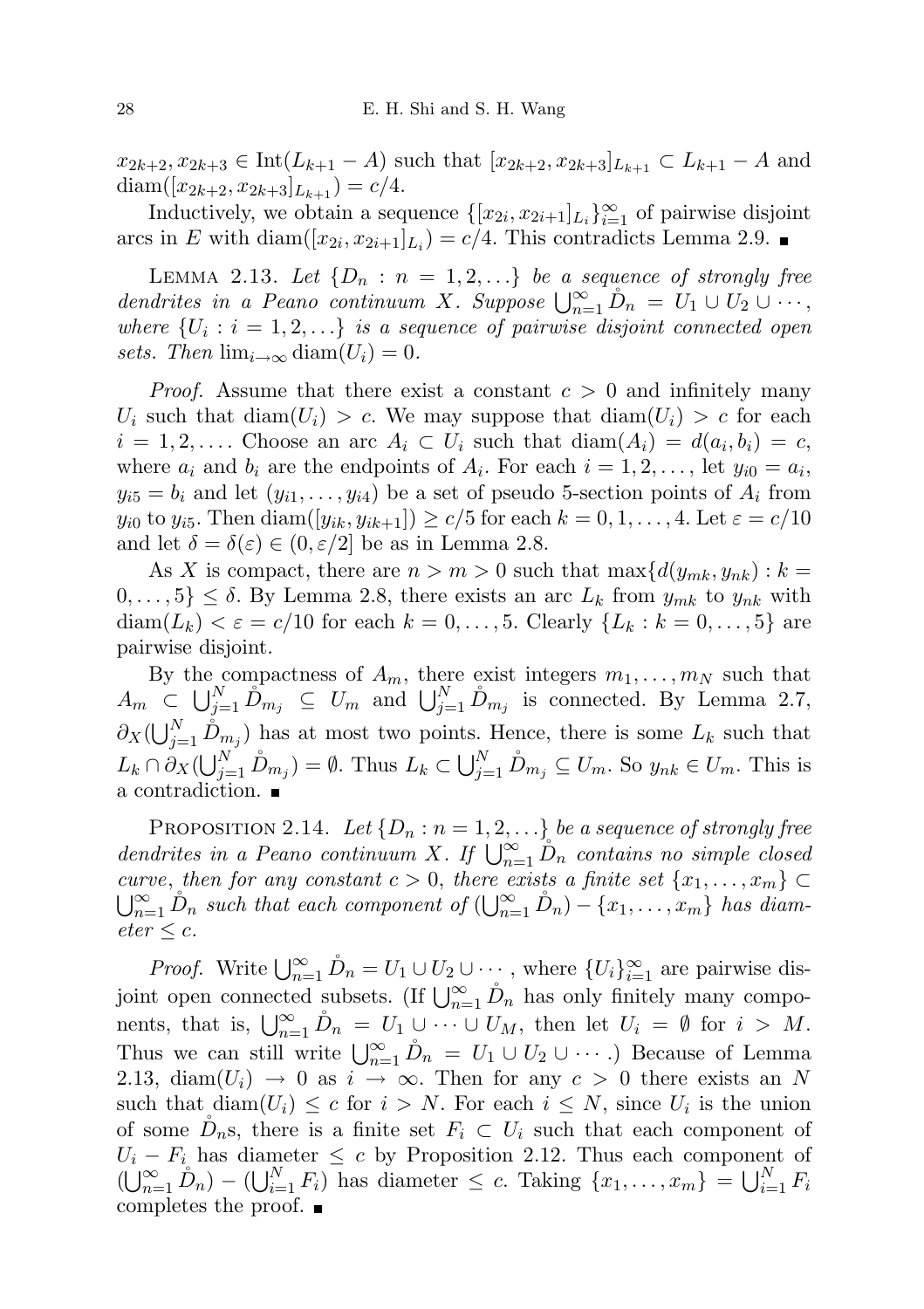$x_{2k+2}, x_{2k+3} \in \mathrm{Int}(L_{k+1} - A)$ such that $[x_{2k+2}, x_{2k+3}]_{L_{k+1}} \subset L_{k+1} - A$ and $\mathrm{diam}([x_{2k+2}, x_{2k+3}]_{L_{k+1}}) = c/4$.

Inductively, we obtain a sequence $\{[x_{2i}, x_{2i+1}]_{L_i}\}_{i=1}^{\infty}$ of pairwise disjoint arcs in $E$ with $\mathrm{diam}([x_{2i}, x_{2i+1}]_{L_i}) = c/4$. This contradicts Lemma 2.9. ∎

Lemma 2.13. *Let $\{D_n : n = 1, 2, \ldots\}$ be a sequence of strongly free dendrites in a Peano continuum $X$. Suppose $\bigcup_{n=1}^{\infty} \mathring{D}_n = U_1 \cup U_2 \cup \cdots$, where $\{U_i : i = 1, 2, \ldots\}$ is a sequence of pairwise disjoint connected open sets. Then $\lim_{i\to\infty} \mathrm{diam}(U_i) = 0$.*

*Proof.* Assume that there exist a constant $c > 0$ and infinitely many $U_i$ such that $\mathrm{diam}(U_i) > c$. We may suppose that $\mathrm{diam}(U_i) > c$ for each $i = 1, 2, \ldots$. Choose an arc $A_i \subset U_i$ such that $\mathrm{diam}(A_i) = d(a_i, b_i) = c$, where $a_i$ and $b_i$ are the endpoints of $A_i$. For each $i = 1, 2, \ldots$, let $y_{i0} = a_i$, $y_{i5} = b_i$ and let $(y_{i1}, \ldots, y_{i4})$ be a set of pseudo 5-section points of $A_i$ from $y_{i0}$ to $y_{i5}$. Then $\mathrm{diam}([y_{ik}, y_{ik+1}]) \geq c/5$ for each $k = 0, 1, \ldots, 4$. Let $\varepsilon = c/10$ and let $\delta = \delta(\varepsilon) \in (0, \varepsilon/2]$ be as in Lemma 2.8.

As $X$ is compact, there are $n > m > 0$ such that $\max\{d(y_{mk}, y_{nk}) : k = 0, \ldots, 5\} \leq \delta$. By Lemma 2.8, there exists an arc $L_k$ from $y_{mk}$ to $y_{nk}$ with $\mathrm{diam}(L_k) < \varepsilon = c/10$ for each $k = 0, \ldots, 5$. Clearly $\{L_k : k = 0, \ldots, 5\}$ are pairwise disjoint.

By the compactness of $A_m$, there exist integers $m_1, \ldots, m_N$ such that $A_m \subset \bigcup_{j=1}^{N} \mathring{D}_{m_j} \subseteq U_m$ and $\bigcup_{j=1}^{N} \mathring{D}_{m_j}$ is connected. By Lemma 2.7, $\partial_X(\bigcup_{j=1}^{N} \mathring{D}_{m_j})$ has at most two points. Hence, there is some $L_k$ such that $L_k \cap \partial_X(\bigcup_{j=1}^{N} \mathring{D}_{m_j}) = \emptyset$. Thus $L_k \subset \bigcup_{j=1}^{N} \mathring{D}_{m_j} \subseteq U_m$. So $y_{nk} \in U_m$. This is a contradiction. ∎

Proposition 2.14. *Let $\{D_n : n = 1, 2, \ldots\}$ be a sequence of strongly free dendrites in a Peano continuum $X$. If $\bigcup_{n=1}^{\infty} \mathring{D}_n$ contains no simple closed curve, then for any constant $c > 0$, there exists a finite set $\{x_1, \ldots, x_m\} \subset \bigcup_{n=1}^{\infty} \mathring{D}_n$ such that each component of $(\bigcup_{n=1}^{\infty} \mathring{D}_n) - \{x_1, \ldots, x_m\}$ has diameter $\leq c$.*

*Proof.* Write $\bigcup_{n=1}^{\infty} \mathring{D}_n = U_1 \cup U_2 \cup \cdots$, where $\{U_i\}_{i=1}^{\infty}$ are pairwise disjoint open connected subsets. (If $\bigcup_{n=1}^{\infty} \mathring{D}_n$ has only finitely many components, that is, $\bigcup_{n=1}^{\infty} \mathring{D}_n = U_1 \cup \cdots \cup U_M$, then let $U_i = \emptyset$ for $i > M$. Thus we can still write $\bigcup_{n=1}^{\infty} \mathring{D}_n = U_1 \cup U_2 \cup \cdots$.) Because of Lemma 2.13, $\mathrm{diam}(U_i) \to 0$ as $i \to \infty$. Then for any $c > 0$ there exists an $N$ such that $\mathrm{diam}(U_i) \leq c$ for $i > N$. For each $i \leq N$, since $U_i$ is the union of some $\mathring{D}_n$s, there is a finite set $F_i \subset U_i$ such that each component of $U_i - F_i$ has diameter $\leq c$ by Proposition 2.12. Thus each component of $(\bigcup_{n=1}^{\infty} \mathring{D}_n) - (\bigcup_{i=1}^{N} F_i)$ has diameter $\leq c$. Taking $\{x_1, \ldots, x_m\} = \bigcup_{i=1}^{N} F_i$ completes the proof. ∎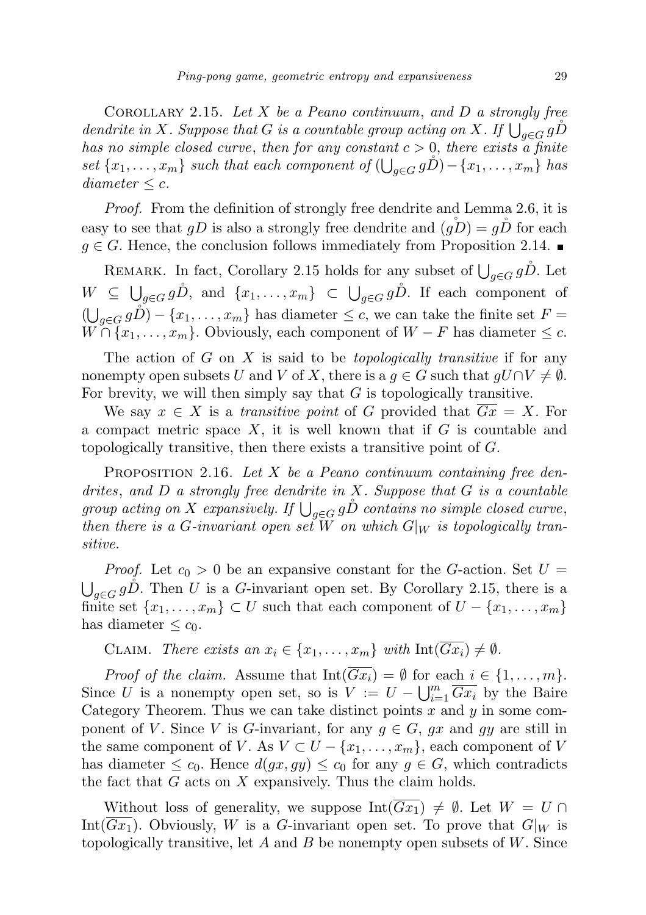COROLLARY 2.15. *Let $X$ be a Peano continuum, and $D$ a strongly free dendrite in $X$. Suppose that $G$ is a countable group acting on $X$. If $\bigcup_{g\in G} g\mathring{D}$ has no simple closed curve, then for any constant $c > 0$, there exists a finite set $\{x_1, \ldots, x_m\}$ such that each component of $(\bigcup_{g\in G} g\mathring{D}) - \{x_1, \ldots, x_m\}$ has diameter $\leq c$.*

*Proof.* From the definition of strongly free dendrite and Lemma 2.6, it is easy to see that $gD$ is also a strongly free dendrite and $(\mathring{gD}) = g\mathring{D}$ for each $g \in G$. Hence, the conclusion follows immediately from Proposition 2.14. ∎

REMARK. In fact, Corollary 2.15 holds for any subset of $\bigcup_{g\in G} g\mathring{D}$. Let $W \subseteq \bigcup_{g\in G} g\mathring{D}$, and $\{x_1, \ldots, x_m\} \subset \bigcup_{g\in G} g\mathring{D}$. If each component of $(\bigcup_{g\in G} g\mathring{D}) - \{x_1, \ldots, x_m\}$ has diameter $\leq c$, we can take the finite set $F = W \cap \{x_1, \ldots, x_m\}$. Obviously, each component of $W - F$ has diameter $\leq c$.

The action of $G$ on $X$ is said to be *topologically transitive* if for any nonempty open subsets $U$ and $V$ of $X$, there is a $g \in G$ such that $gU \cap V \neq \emptyset$. For brevity, we will then simply say that $G$ is topologically transitive.

We say $x \in X$ is a *transitive point* of $G$ provided that $\overline{Gx} = X$. For a compact metric space $X$, it is well known that if $G$ is countable and topologically transitive, then there exists a transitive point of $G$.

PROPOSITION 2.16. *Let $X$ be a Peano continuum containing free dendrites, and $D$ a strongly free dendrite in $X$. Suppose that $G$ is a countable group acting on $X$ expansively. If $\bigcup_{g\in G} g\mathring{D}$ contains no simple closed curve, then there is a $G$-invariant open set $W$ on which $G|_W$ is topologically transitive.*

*Proof.* Let $c_0 > 0$ be an expansive constant for the $G$-action. Set $U = \bigcup_{g\in G} g\mathring{D}$. Then $U$ is a $G$-invariant open set. By Corollary 2.15, there is a finite set $\{x_1, \ldots, x_m\} \subset U$ such that each component of $U - \{x_1, \ldots, x_m\}$ has diameter $\leq c_0$.

CLAIM. *There exists an $x_i \in \{x_1, \ldots, x_m\}$ with $\mathrm{Int}(\overline{Gx_i}) \neq \emptyset$.*

*Proof of the claim.* Assume that $\mathrm{Int}(\overline{Gx_i}) = \emptyset$ for each $i \in \{1, \ldots, m\}$. Since $U$ is a nonempty open set, so is $V := U - \bigcup_{i=1}^m \overline{Gx_i}$ by the Baire Category Theorem. Thus we can take distinct points $x$ and $y$ in some component of $V$. Since $V$ is $G$-invariant, for any $g \in G$, $gx$ and $gy$ are still in the same component of $V$. As $V \subset U - \{x_1, \ldots, x_m\}$, each component of $V$ has diameter $\leq c_0$. Hence $d(gx, gy) \leq c_0$ for any $g \in G$, which contradicts the fact that $G$ acts on $X$ expansively. Thus the claim holds.

Without loss of generality, we suppose $\mathrm{Int}(\overline{Gx_1}) \neq \emptyset$. Let $W = U \cap \mathrm{Int}(\overline{Gx_1})$. Obviously, $W$ is a $G$-invariant open set. To prove that $G|_W$ is topologically transitive, let $A$ and $B$ be nonempty open subsets of $W$. Since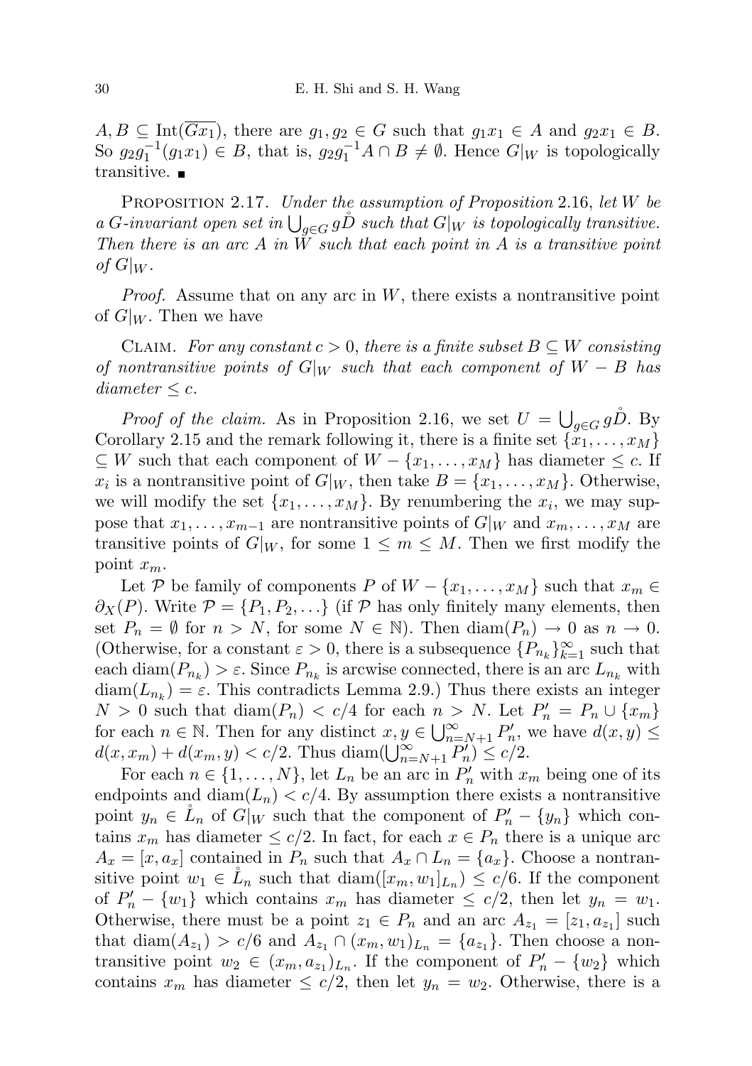$A, B \subseteq \operatorname{Int}(\overline{Gx_1})$, there are $g_1, g_2 \in G$ such that $g_1 x_1 \in A$ and $g_2 x_1 \in B$. So $g_2 g_1^{-1}(g_1 x_1) \in B$, that is, $g_2 g_1^{-1} A \cap B \neq \emptyset$. Hence $G|_W$ is topologically transitive. ■

PROPOSITION 2.17. *Under the assumption of Proposition* 2.16, *let $W$ be a $G$-invariant open set in $\bigcup_{g\in G} g\mathring{D}$ such that $G|_W$ is topologically transitive. Then there is an arc $A$ in $W$ such that each point in $A$ is a transitive point of $G|_W$.*

*Proof.* Assume that on any arc in $W$, there exists a nontransitive point of $G|_W$. Then we have

CLAIM. *For any constant $c > 0$, there is a finite subset $B \subseteq W$ consisting of nontransitive points of $G|_W$ such that each component of $W - B$ has diameter $\leq c$.*

*Proof of the claim.* As in Proposition 2.16, we set $U = \bigcup_{g\in G} g\mathring{D}$. By Corollary 2.15 and the remark following it, there is a finite set $\{x_1, \dots, x_M\} \subseteq W$ such that each component of $W - \{x_1, \dots, x_M\}$ has diameter $\leq c$. If $x_i$ is a nontransitive point of $G|_W$, then take $B = \{x_1, \dots, x_M\}$. Otherwise, we will modify the set $\{x_1, \dots, x_M\}$. By renumbering the $x_i$, we may suppose that $x_1, \dots, x_{m-1}$ are nontransitive points of $G|_W$ and $x_m, \dots, x_M$ are transitive points of $G|_W$, for some $1 \leq m \leq M$. Then we first modify the point $x_m$.

Let $\mathcal{P}$ be family of components $P$ of $W - \{x_1, \dots, x_M\}$ such that $x_m \in \partial_X(P)$. Write $\mathcal{P} = \{P_1, P_2, \dots\}$ (if $\mathcal{P}$ has only finitely many elements, then set $P_n = \emptyset$ for $n > N$, for some $N \in \mathbb{N}$). Then $\operatorname{diam}(P_n) \to 0$ as $n \to 0$. (Otherwise, for a constant $\varepsilon > 0$, there is a subsequence $\{P_{n_k}\}_{k=1}^{\infty}$ such that each $\operatorname{diam}(P_{n_k}) > \varepsilon$. Since $P_{n_k}$ is arcwise connected, there is an arc $L_{n_k}$ with $\operatorname{diam}(L_{n_k}) = \varepsilon$. This contradicts Lemma 2.9.) Thus there exists an integer $N > 0$ such that $\operatorname{diam}(P_n) < c/4$ for each $n > N$. Let $P'_n = P_n \cup \{x_m\}$ for each $n \in \mathbb{N}$. Then for any distinct $x, y \in \bigcup_{n=N+1}^{\infty} P'_n$, we have $d(x,y) \leq d(x, x_m) + d(x_m, y) < c/2$. Thus $\operatorname{diam}(\bigcup_{n=N+1}^{\infty} P'_n) \leq c/2$.

For each $n \in \{1, \dots, N\}$, let $L_n$ be an arc in $P'_n$ with $x_m$ being one of its endpoints and $\operatorname{diam}(L_n) < c/4$. By assumption there exists a nontransitive point $y_n \in \mathring{L}_n$ of $G|_W$ such that the component of $P'_n - \{y_n\}$ which contains $x_m$ has diameter $\leq c/2$. In fact, for each $x \in P_n$ there is a unique arc $A_x = [x, a_x]$ contained in $P_n$ such that $A_x \cap L_n = \{a_x\}$. Choose a nontransitive point $w_1 \in \mathring{L}_n$ such that $\operatorname{diam}([x_m, w_1]_{L_n}) \leq c/6$. If the component of $P'_n - \{w_1\}$ which contains $x_m$ has diameter $\leq c/2$, then let $y_n = w_1$. Otherwise, there must be a point $z_1 \in P_n$ and an arc $A_{z_1} = [z_1, a_{z_1}]$ such that $\operatorname{diam}(A_{z_1}) > c/6$ and $A_{z_1} \cap (x_m, w_1)_{L_n} = \{a_{z_1}\}$. Then choose a nontransitive point $w_2 \in (x_m, a_{z_1})_{L_n}$. If the component of $P'_n - \{w_2\}$ which contains $x_m$ has diameter $\leq c/2$, then let $y_n = w_2$. Otherwise, there is a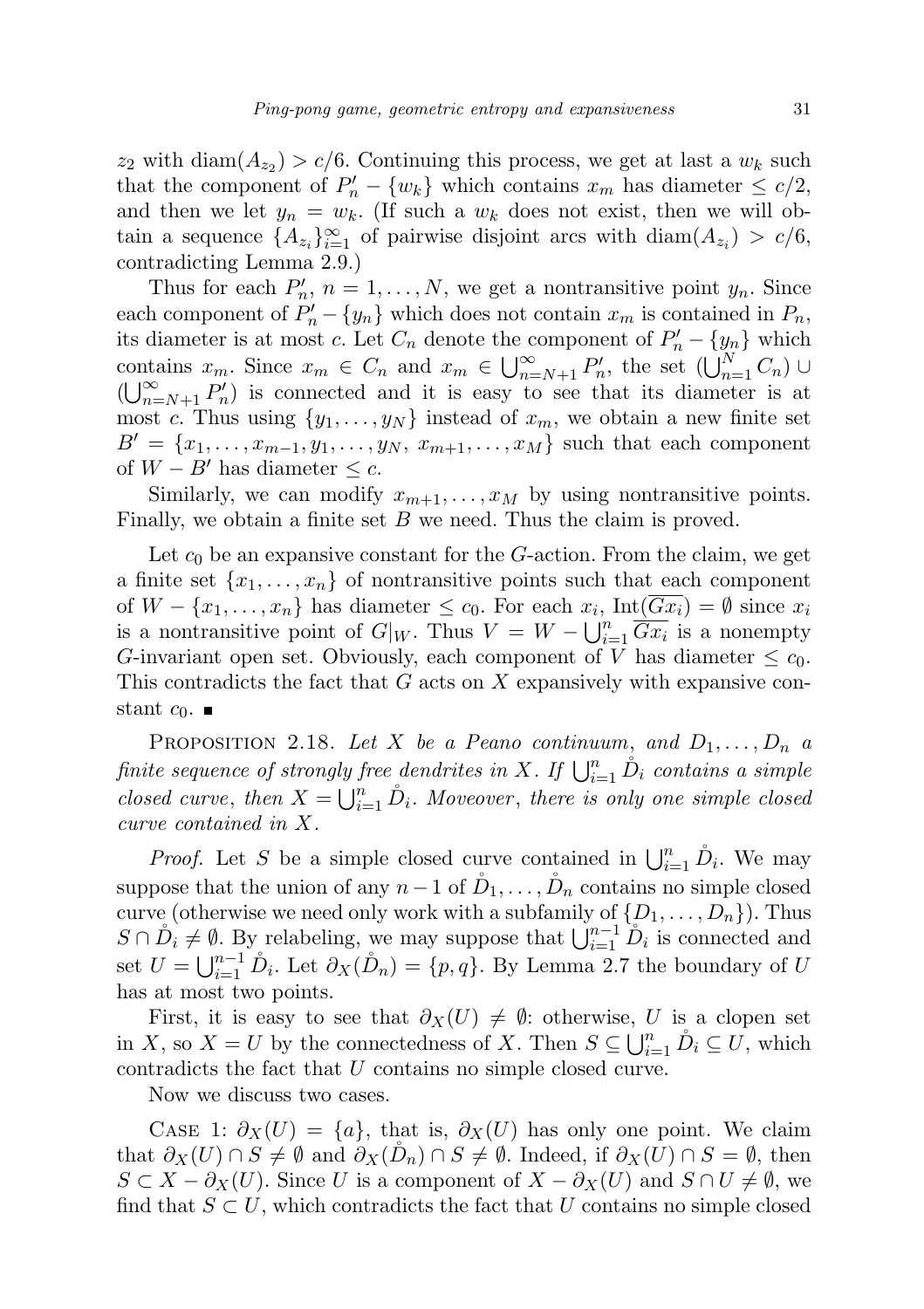$z_2$ with $\operatorname{diam}(A_{z_2}) > c/6$. Continuing this process, we get at last a $w_k$ such that the component of $P'_n - \{w_k\}$ which contains $x_m$ has diameter $\leq c/2$, and then we let $y_n = w_k$. (If such a $w_k$ does not exist, then we will obtain a sequence $\{A_{z_i}\}_{i=1}^\infty$ of pairwise disjoint arcs with $\operatorname{diam}(A_{z_i}) > c/6$, contradicting Lemma 2.9.)

Thus for each $P'_n$, $n = 1, \ldots, N$, we get a nontransitive point $y_n$. Since each component of $P'_n - \{y_n\}$ which does not contain $x_m$ is contained in $P_n$, its diameter is at most $c$. Let $C_n$ denote the component of $P'_n - \{y_n\}$ which contains $x_m$. Since $x_m \in C_n$ and $x_m \in \bigcup_{n=N+1}^\infty P'_n$, the set $(\bigcup_{n=1}^N C_n) \cup (\bigcup_{n=N+1}^\infty P'_n)$ is connected and it is easy to see that its diameter is at most $c$. Thus using $\{y_1, \ldots, y_N\}$ instead of $x_m$, we obtain a new finite set $B' = \{x_1, \ldots, x_{m-1}, y_1, \ldots, y_N, x_{m+1}, \ldots, x_M\}$ such that each component of $W - B'$ has diameter $\leq c$.

Similarly, we can modify $x_{m+1}, \ldots, x_M$ by using nontransitive points. Finally, we obtain a finite set $B$ we need. Thus the claim is proved.

Let $c_0$ be an expansive constant for the $G$-action. From the claim, we get a finite set $\{x_1, \ldots, x_n\}$ of nontransitive points such that each component of $W - \{x_1, \ldots, x_n\}$ has diameter $\leq c_0$. For each $x_i$, $\operatorname{Int}(\overline{Gx_i}) = \emptyset$ since $x_i$ is a nontransitive point of $G|_W$. Thus $V = W - \bigcup_{i=1}^n \overline{Gx_i}$ is a nonempty $G$-invariant open set. Obviously, each component of $V$ has diameter $\leq c_0$. This contradicts the fact that $G$ acts on $X$ expansively with expansive constant $c_0$. ∎

Proposition 2.18. *Let $X$ be a Peano continuum, and $D_1, \ldots, D_n$ a finite sequence of strongly free dendrites in $X$. If $\bigcup_{i=1}^n \mathring{D}_i$ contains a simple closed curve, then $X = \bigcup_{i=1}^n \mathring{D}_i$. Moveover, there is only one simple closed curve contained in $X$.*

*Proof.* Let $S$ be a simple closed curve contained in $\bigcup_{i=1}^n \mathring{D}_i$. We may suppose that the union of any $n-1$ of $\mathring{D}_1, \ldots, \mathring{D}_n$ contains no simple closed curve (otherwise we need only work with a subfamily of $\{D_1, \ldots, D_n\}$). Thus $S \cap \mathring{D}_i \neq \emptyset$. By relabeling, we may suppose that $\bigcup_{i=1}^{n-1} \mathring{D}_i$ is connected and set $U = \bigcup_{i=1}^{n-1} \mathring{D}_i$. Let $\partial_X(\mathring{D}_n) = \{p, q\}$. By Lemma 2.7 the boundary of $U$ has at most two points.

First, it is easy to see that $\partial_X(U) \neq \emptyset$: otherwise, $U$ is a clopen set in $X$, so $X = U$ by the connectedness of $X$. Then $S \subseteq \bigcup_{i=1}^n \mathring{D}_i \subseteq U$, which contradicts the fact that $U$ contains no simple closed curve.

Now we discuss two cases.

Case 1: $\partial_X(U) = \{a\}$, that is, $\partial_X(U)$ has only one point. We claim that $\partial_X(U) \cap S \neq \emptyset$ and $\partial_X(\mathring{D}_n) \cap S \neq \emptyset$. Indeed, if $\partial_X(U) \cap S = \emptyset$, then $S \subset X - \partial_X(U)$. Since $U$ is a component of $X - \partial_X(U)$ and $S \cap U \neq \emptyset$, we find that $S \subset U$, which contradicts the fact that $U$ contains no simple closed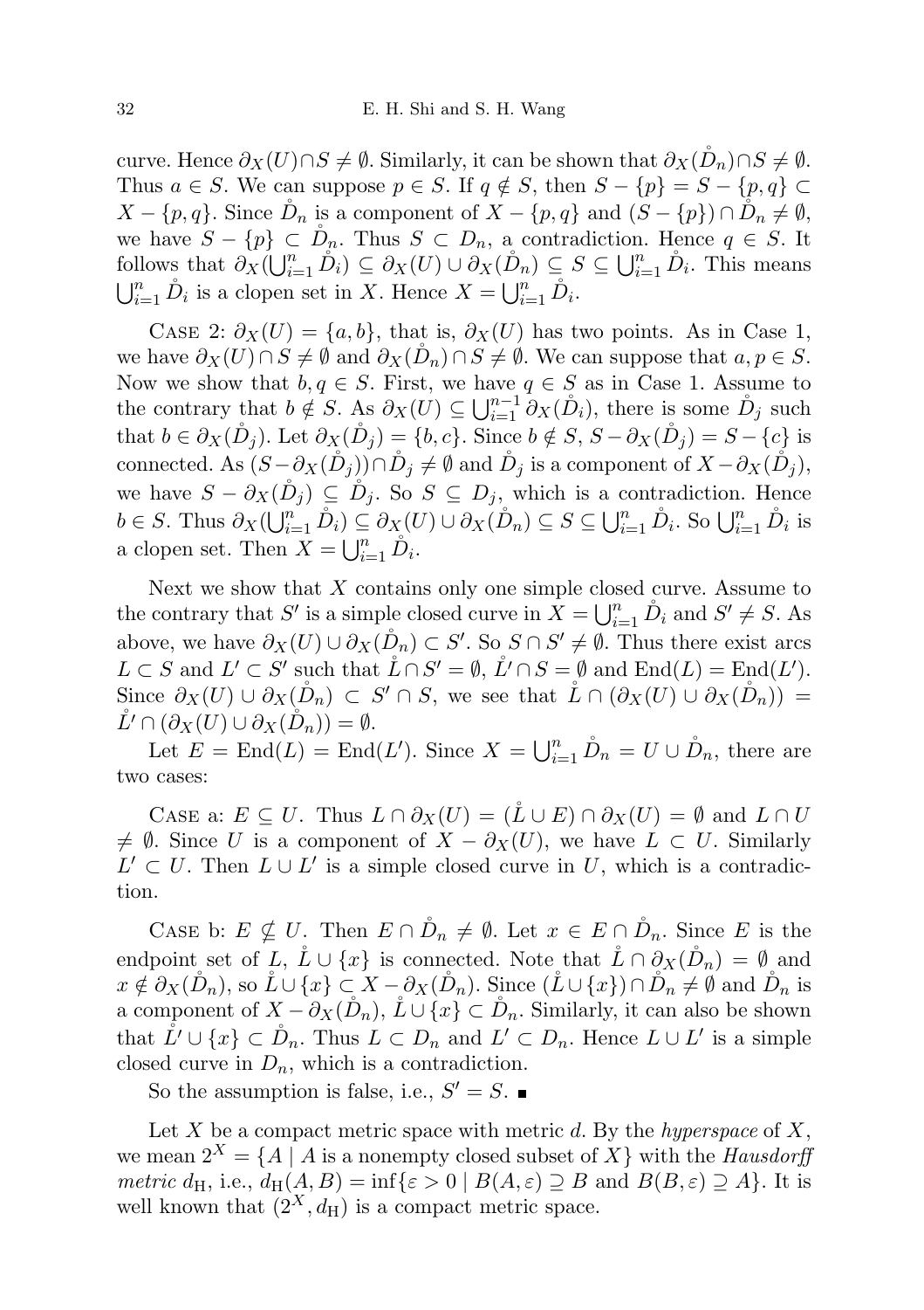curve. Hence $\partial_X(U)\cap S \neq \emptyset$. Similarly, it can be shown that $\partial_X(\mathring{D}_n)\cap S \neq \emptyset$. Thus $a \in S$. We can suppose $p \in S$. If $q \notin S$, then $S - \{p\} = S - \{p, q\} \subset X - \{p, q\}$. Since $\mathring{D}_n$ is a component of $X - \{p, q\}$ and $(S - \{p\}) \cap \mathring{D}_n \neq \emptyset$, we have $S - \{p\} \subset \mathring{D}_n$. Thus $S \subset D_n$, a contradiction. Hence $q \in S$. It follows that $\partial_X(\bigcup_{i=1}^n \mathring{D}_i) \subseteq \partial_X(U) \cup \partial_X(\mathring{D}_n) \subseteq S \subseteq \bigcup_{i=1}^n \mathring{D}_i$. This means $\bigcup_{i=1}^n \mathring{D}_i$ is a clopen set in $X$. Hence $X = \bigcup_{i=1}^n \mathring{D}_i$.

Case 2: $\partial_X(U) = \{a, b\}$, that is, $\partial_X(U)$ has two points. As in Case 1, we have $\partial_X(U) \cap S \neq \emptyset$ and $\partial_X(\mathring{D}_n) \cap S \neq \emptyset$. We can suppose that $a, p \in S$. Now we show that $b, q \in S$. First, we have $q \in S$ as in Case 1. Assume to the contrary that $b \notin S$. As $\partial_X(U) \subseteq \bigcup_{i=1}^{n-1} \partial_X(\mathring{D}_i)$, there is some $\mathring{D}_j$ such that $b \in \partial_X(\mathring{D}_j)$. Let $\partial_X(\mathring{D}_j) = \{b, c\}$. Since $b \notin S$, $S - \partial_X(\mathring{D}_j) = S - \{c\}$ is connected. As $(S - \partial_X(\mathring{D}_j)) \cap \mathring{D}_j \neq \emptyset$ and $\mathring{D}_j$ is a component of $X - \partial_X(\mathring{D}_j)$, we have $S - \partial_X(\mathring{D}_j) \subseteq \mathring{D}_j$. So $S \subseteq D_j$, which is a contradiction. Hence $b \in S$. Thus $\partial_X(\bigcup_{i=1}^n \mathring{D}_i) \subseteq \partial_X(U) \cup \partial_X(\mathring{D}_n) \subseteq S \subseteq \bigcup_{i=1}^n \mathring{D}_i$. So $\bigcup_{i=1}^n \mathring{D}_i$ is a clopen set. Then $X = \bigcup_{i=1}^n \mathring{D}_i$.

Next we show that $X$ contains only one simple closed curve. Assume to the contrary that $S'$ is a simple closed curve in $X = \bigcup_{i=1}^n \mathring{D}_i$ and $S' \neq S$. As above, we have $\partial_X(U) \cup \partial_X(\mathring{D}_n) \subset S'$. So $S \cap S' \neq \emptyset$. Thus there exist arcs $L \subset S$ and $L' \subset S'$ such that $\mathring{L} \cap S' = \emptyset$, $\mathring{L}' \cap S = \emptyset$ and $\mathrm{End}(L) = \mathrm{End}(L')$. Since $\partial_X(U) \cup \partial_X(\mathring{D}_n) \subset S' \cap S$, we see that $\mathring{L} \cap (\partial_X(U) \cup \partial_X(\mathring{D}_n)) = \mathring{L}' \cap (\partial_X(U) \cup \partial_X(\mathring{D}_n)) = \emptyset$.

Let $E = \mathrm{End}(L) = \mathrm{End}(L')$. Since $X = \bigcup_{i=1}^n \mathring{D}_n = U \cup \mathring{D}_n$, there are two cases:

Case a: $E \subseteq U$. Thus $L \cap \partial_X(U) = (\mathring{L} \cup E) \cap \partial_X(U) = \emptyset$ and $L \cap U \neq \emptyset$. Since $U$ is a component of $X - \partial_X(U)$, we have $L \subset U$. Similarly $L' \subset U$. Then $L \cup L'$ is a simple closed curve in $U$, which is a contradiction.

Case b: $E \nsubseteq U$. Then $E \cap \mathring{D}_n \neq \emptyset$. Let $x \in E \cap \mathring{D}_n$. Since $E$ is the endpoint set of $L$, $\mathring{L} \cup \{x\}$ is connected. Note that $\mathring{L} \cap \partial_X(\mathring{D}_n) = \emptyset$ and $x \notin \partial_X(\mathring{D}_n)$, so $\mathring{L} \cup \{x\} \subset X - \partial_X(\mathring{D}_n)$. Since $(\mathring{L} \cup \{x\}) \cap \mathring{D}_n \neq \emptyset$ and $\mathring{D}_n$ is a component of $X - \partial_X(\mathring{D}_n)$, $\mathring{L} \cup \{x\} \subset \mathring{D}_n$. Similarly, it can also be shown that $\mathring{L}' \cup \{x\} \subset \mathring{D}_n$. Thus $L \subset D_n$ and $L' \subset D_n$. Hence $L \cup L'$ is a simple closed curve in $D_n$, which is a contradiction.

So the assumption is false, i.e., $S' = S$. ∎

Let $X$ be a compact metric space with metric $d$. By the *hyperspace* of $X$, we mean $2^X = \{A \mid A \text{ is a nonempty closed subset of } X\}$ with the *Hausdorff metric* $d_{\mathrm{H}}$, i.e., $d_{\mathrm{H}}(A, B) = \inf\{\varepsilon > 0 \mid B(A, \varepsilon) \supseteq B \text{ and } B(B, \varepsilon) \supseteq A\}$. It is well known that $(2^X, d_{\mathrm{H}})$ is a compact metric space.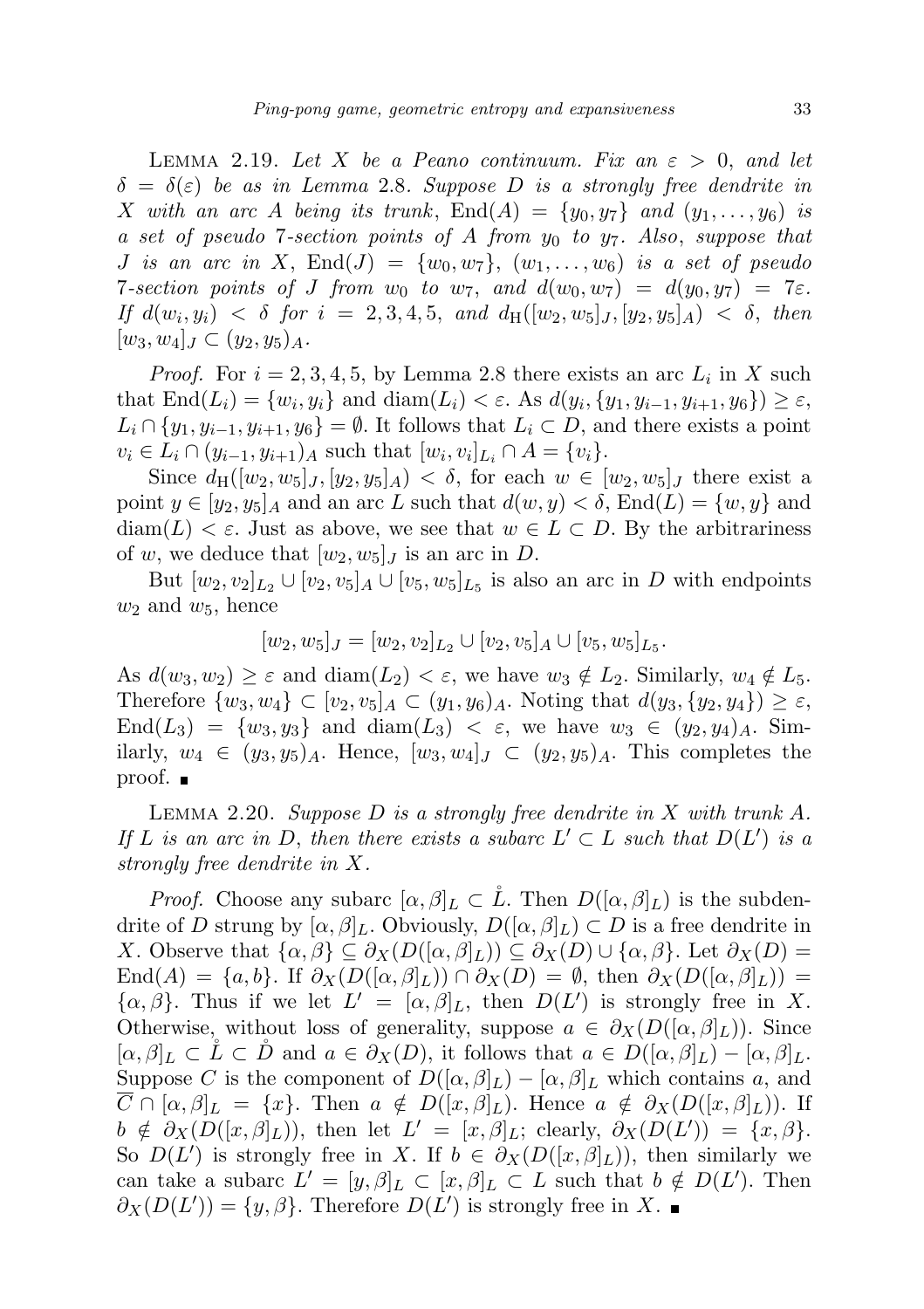**Lemma 2.19.** *Let $X$ be a Peano continuum. Fix an $\varepsilon > 0$, and let $\delta = \delta(\varepsilon)$ be as in Lemma 2.8. Suppose $D$ is a strongly free dendrite in $X$ with an arc $A$ being its trunk, $\mathrm{End}(A) = \{y_0, y_7\}$ and $(y_1, \dots, y_6)$ is a set of pseudo 7-section points of $A$ from $y_0$ to $y_7$. Also, suppose that $J$ is an arc in $X$, $\mathrm{End}(J) = \{w_0, w_7\}$, $(w_1, \dots, w_6)$ is a set of pseudo 7-section points of $J$ from $w_0$ to $w_7$, and $d(w_0, w_7) = d(y_0, y_7) = 7\varepsilon$. If $d(w_i, y_i) < \delta$ for $i = 2, 3, 4, 5$, and $d_{\mathrm{H}}([w_2, w_5]_J, [y_2, y_5]_A) < \delta$, then $[w_3, w_4]_J \subset (y_2, y_5)_A$.*

*Proof.* For $i = 2, 3, 4, 5$, by Lemma 2.8 there exists an arc $L_i$ in $X$ such that $\mathrm{End}(L_i) = \{w_i, y_i\}$ and $\mathrm{diam}(L_i) < \varepsilon$. As $d(y_i, \{y_1, y_{i-1}, y_{i+1}, y_6\}) \geq \varepsilon$, $L_i \cap \{y_1, y_{i-1}, y_{i+1}, y_6\} = \emptyset$. It follows that $L_i \subset D$, and there exists a point $v_i \in L_i \cap (y_{i-1}, y_{i+1})_A$ such that $[w_i, v_i]_{L_i} \cap A = \{v_i\}$.

Since $d_{\mathrm{H}}([w_2, w_5]_J, [y_2, y_5]_A) < \delta$, for each $w \in [w_2, w_5]_J$ there exist a point $y \in [y_2, y_5]_A$ and an arc $L$ such that $d(w, y) < \delta$, $\mathrm{End}(L) = \{w, y\}$ and $\mathrm{diam}(L) < \varepsilon$. Just as above, we see that $w \in L \subset D$. By the arbitrariness of $w$, we deduce that $[w_2, w_5]_J$ is an arc in $D$.

But $[w_2, v_2]_{L_2} \cup [v_2, v_5]_A \cup [v_5, w_5]_{L_5}$ is also an arc in $D$ with endpoints $w_2$ and $w_5$, hence

$$[w_2, w_5]_J = [w_2, v_2]_{L_2} \cup [v_2, v_5]_A \cup [v_5, w_5]_{L_5}.$$

As $d(w_3, w_2) \geq \varepsilon$ and $\mathrm{diam}(L_2) < \varepsilon$, we have $w_3 \notin L_2$. Similarly, $w_4 \notin L_5$. Therefore $\{w_3, w_4\} \subset [v_2, v_5]_A \subset (y_1, y_6)_A$. Noting that $d(y_3, \{y_2, y_4\}) \geq \varepsilon$, $\mathrm{End}(L_3) = \{w_3, y_3\}$ and $\mathrm{diam}(L_3) < \varepsilon$, we have $w_3 \in (y_2, y_4)_A$. Similarly, $w_4 \in (y_3, y_5)_A$. Hence, $[w_3, w_4]_J \subset (y_2, y_5)_A$. This completes the proof. ∎

**Lemma 2.20.** *Suppose $D$ is a strongly free dendrite in $X$ with trunk $A$. If $L$ is an arc in $D$, then there exists a subarc $L' \subset L$ such that $D(L')$ is a strongly free dendrite in $X$.*

*Proof.* Choose any subarc $[\alpha, \beta]_L \subset \mathring{L}$. Then $D([\alpha, \beta]_L)$ is the subdendrite of $D$ strung by $[\alpha, \beta]_L$. Obviously, $D([\alpha, \beta]_L) \subset D$ is a free dendrite in $X$. Observe that $\{\alpha, \beta\} \subseteq \partial_X(D([\alpha, \beta]_L)) \subseteq \partial_X(D) \cup \{\alpha, \beta\}$. Let $\partial_X(D) = \mathrm{End}(A) = \{a, b\}$. If $\partial_X(D([\alpha, \beta]_L)) \cap \partial_X(D) = \emptyset$, then $\partial_X(D([\alpha, \beta]_L)) = \{\alpha, \beta\}$. Thus if we let $L' = [\alpha, \beta]_L$, then $D(L')$ is strongly free in $X$. Otherwise, without loss of generality, suppose $a \in \partial_X(D([\alpha, \beta]_L))$. Since $[\alpha, \beta]_L \subset \mathring{L} \subset \mathring{D}$ and $a \in \partial_X(D)$, it follows that $a \in D([\alpha, \beta]_L) - [\alpha, \beta]_L$. Suppose $C$ is the component of $D([\alpha, \beta]_L) - [\alpha, \beta]_L$ which contains $a$, and $\overline{C} \cap [\alpha, \beta]_L = \{x\}$. Then $a \notin D([x, \beta]_L)$. Hence $a \notin \partial_X(D([x, \beta]_L))$. If $b \notin \partial_X(D([x, \beta]_L))$, then let $L' = [x, \beta]_L$; clearly, $\partial_X(D(L')) = \{x, \beta\}$. So $D(L')$ is strongly free in $X$. If $b \in \partial_X(D([x, \beta]_L))$, then similarly we can take a subarc $L' = [y, \beta]_L \subset [x, \beta]_L \subset L$ such that $b \notin D(L')$. Then $\partial_X(D(L')) = \{y, \beta\}$. Therefore $D(L')$ is strongly free in $X$. ∎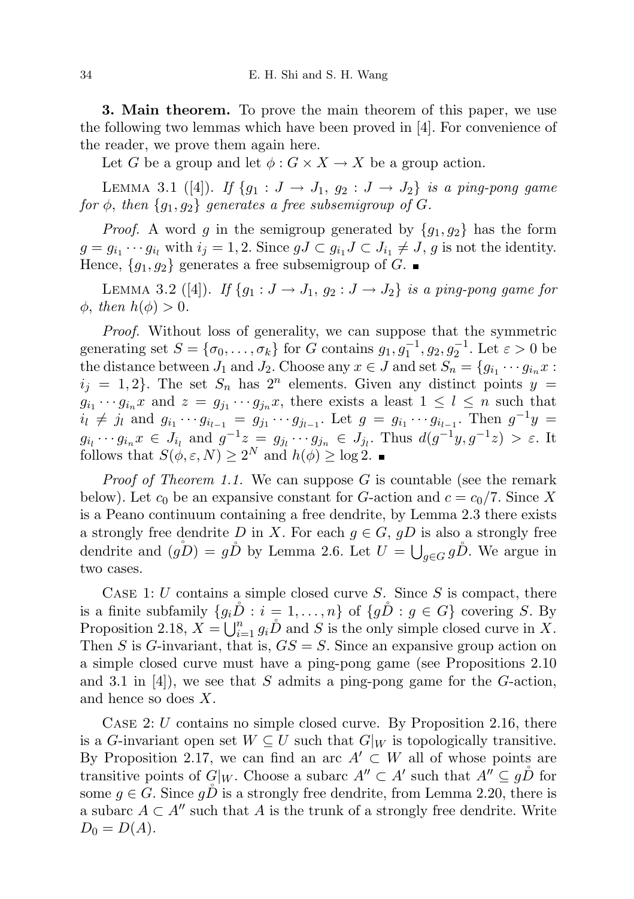**3. Main theorem.** To prove the main theorem of this paper, we use the following two lemmas which have been proved in [4]. For convenience of the reader, we prove them again here.

Let $G$ be a group and let $\phi : G \times X \to X$ be a group action.

Lemma 3.1 ([4]). *If $\{g_1 : J \to J_1,\ g_2 : J \to J_2\}$ is a ping-pong game for $\phi$, then $\{g_1, g_2\}$ generates a free subsemigroup of $G$.*

*Proof.* A word $g$ in the semigroup generated by $\{g_1, g_2\}$ has the form $g = g_{i_1} \cdots g_{i_l}$ with $i_j = 1, 2$. Since $gJ \subset g_{i_1} J \subset J_{i_1} \neq J$, $g$ is not the identity. Hence, $\{g_1, g_2\}$ generates a free subsemigroup of $G$. ∎

Lemma 3.2 ([4]). *If $\{g_1 : J \to J_1,\ g_2 : J \to J_2\}$ is a ping-pong game for $\phi$, then $h(\phi) > 0$.*

*Proof.* Without loss of generality, we can suppose that the symmetric generating set $S = \{\sigma_0, \ldots, \sigma_k\}$ for $G$ contains $g_1, g_1^{-1}, g_2, g_2^{-1}$. Let $\varepsilon > 0$ be the distance between $J_1$ and $J_2$. Choose any $x \in J$ and set $S_n = \{g_{i_1} \cdots g_{i_n} x : i_j = 1, 2\}$. The set $S_n$ has $2^n$ elements. Given any distinct points $y = g_{i_1} \cdots g_{i_n} x$ and $z = g_{j_1} \cdots g_{j_n} x$, there exists a least $1 \leq l \leq n$ such that $i_l \neq j_l$ and $g_{i_1} \cdots g_{i_{l-1}} = g_{j_1} \cdots g_{j_{l-1}}$. Let $g = g_{i_1} \cdots g_{i_{l-1}}$. Then $g^{-1} y = g_{i_l} \cdots g_{i_n} x \in J_{i_l}$ and $g^{-1} z = g_{j_l} \cdots g_{j_n} \in J_{j_l}$. Thus $d(g^{-1} y, g^{-1} z) > \varepsilon$. It follows that $S(\phi, \varepsilon, N) \geq 2^N$ and $h(\phi) \geq \log 2$. ∎

*Proof of Theorem 1.1.* We can suppose $G$ is countable (see the remark below). Let $c_0$ be an expansive constant for $G$-action and $c = c_0/7$. Since $X$ is a Peano continuum containing a free dendrite, by Lemma 2.3 there exists a strongly free dendrite $D$ in $X$. For each $g \in G$, $gD$ is also a strongly free dendrite and $(\mathring{gD}) = g\mathring{D}$ by Lemma 2.6. Let $U = \bigcup_{g \in G} g\mathring{D}$. We argue in two cases.

Case 1: $U$ contains a simple closed curve $S$. Since $S$ is compact, there is a finite subfamily $\{g_i \mathring{D} : i = 1, \ldots, n\}$ of $\{g\mathring{D} : g \in G\}$ covering $S$. By Proposition 2.18, $X = \bigcup_{i=1}^n g_i \mathring{D}$ and $S$ is the only simple closed curve in $X$. Then $S$ is $G$-invariant, that is, $GS = S$. Since an expansive group action on a simple closed curve must have a ping-pong game (see Propositions 2.10 and 3.1 in [4]), we see that $S$ admits a ping-pong game for the $G$-action, and hence so does $X$.

Case 2: $U$ contains no simple closed curve. By Proposition 2.16, there is a $G$-invariant open set $W \subseteq U$ such that $G|_W$ is topologically transitive. By Proposition 2.17, we can find an arc $A' \subset W$ all of whose points are transitive points of $G|_W$. Choose a subarc $A'' \subset A'$ such that $A'' \subseteq g\mathring{D}$ for some $g \in G$. Since $g\mathring{D}$ is a strongly free dendrite, from Lemma 2.20, there is a subarc $A \subset A''$ such that $A$ is the trunk of a strongly free dendrite. Write $D_0 = D(A)$.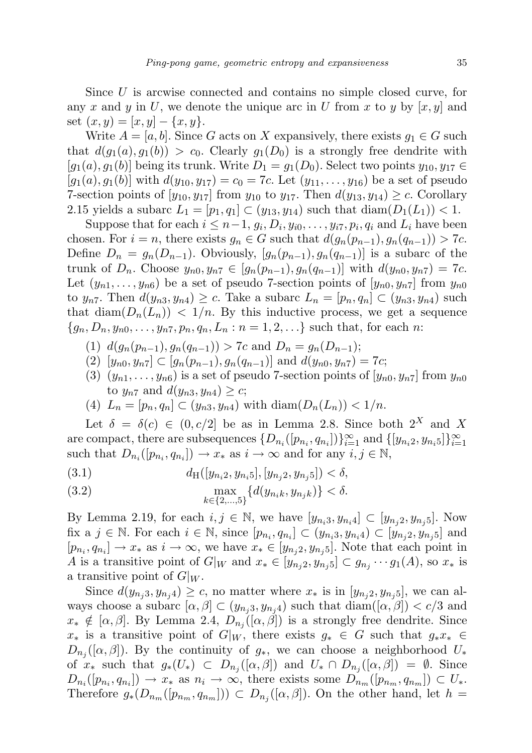Since $U$ is arcwise connected and contains no simple closed curve, for any $x$ and $y$ in $U$, we denote the unique arc in $U$ from $x$ to $y$ by $[x, y]$ and set $(x, y) = [x, y] - \{x, y\}$.

Write $A = [a, b]$. Since $G$ acts on $X$ expansively, there exists $g_1 \in G$ such that $d(g_1(a), g_1(b)) > c_0$. Clearly $g_1(D_0)$ is a strongly free dendrite with $[g_1(a), g_1(b)]$ being its trunk. Write $D_1 = g_1(D_0)$. Select two points $y_{10}, y_{17} \in [g_1(a), g_1(b)]$ with $d(y_{10}, y_{17}) = c_0 = 7c$. Let $(y_{11}, \ldots, y_{16})$ be a set of pseudo 7-section points of $[y_{10}, y_{17}]$ from $y_{10}$ to $y_{17}$. Then $d(y_{13}, y_{14}) \geq c$. Corollary 2.15 yields a subarc $L_1 = [p_1, q_1] \subset (y_{13}, y_{14})$ such that $\operatorname{diam}(D_1(L_1)) < 1$.

Suppose that for each $i \leq n-1$, $g_i, D_i, y_{i0}, \ldots, y_{i7}, p_i, q_i$ and $L_i$ have been chosen. For $i = n$, there exists $g_n \in G$ such that $d(g_n(p_{n-1}), g_n(q_{n-1})) > 7c$. Define $D_n = g_n(D_{n-1})$. Obviously, $[g_n(p_{n-1}), g_n(q_{n-1})]$ is a subarc of the trunk of $D_n$. Choose $y_{n0}, y_{n7} \in [g_n(p_{n-1}), g_n(q_{n-1})]$ with $d(y_{n0}, y_{n7}) = 7c$. Let $(y_{n1}, \ldots, y_{n6})$ be a set of pseudo 7-section points of $[y_{n0}, y_{n7}]$ from $y_{n0}$ to $y_{n7}$. Then $d(y_{n3}, y_{n4}) \geq c$. Take a subarc $L_n = [p_n, q_n] \subset (y_{n3}, y_{n4})$ such that $\operatorname{diam}(D_n(L_n)) < 1/n$. By this inductive process, we get a sequence $\{g_n, D_n, y_{n0}, \ldots, y_{n7}, p_n, q_n, L_n : n = 1, 2, \ldots\}$ such that, for each $n$:

(1) $d(g_n(p_{n-1}), g_n(q_{n-1})) > 7c$ and $D_n = g_n(D_{n-1})$;

(2) $[y_{n0}, y_{n7}] \subset [g_n(p_{n-1}), g_n(q_{n-1})]$ and $d(y_{n0}, y_{n7}) = 7c$;

(3) $(y_{n1}, \ldots, y_{n6})$ is a set of pseudo 7-section points of $[y_{n0}, y_{n7}]$ from $y_{n0}$ to $y_{n7}$ and $d(y_{n3}, y_{n4}) \geq c$;

(4) $L_n = [p_n, q_n] \subset (y_{n3}, y_{n4})$ with $\operatorname{diam}(D_n(L_n)) < 1/n$.

Let $\delta = \delta(c) \in (0, c/2]$ be as in Lemma 2.8. Since both $2^X$ and $X$ are compact, there are subsequences $\{D_{n_i}([p_{n_i}, q_{n_i}])\}_{i=1}^{\infty}$ and $\{[y_{n_i2}, y_{n_i5}]\}_{i=1}^{\infty}$ such that $D_{n_i}([p_{n_i}, q_{n_i}]) \to x_*$ as $i \to \infty$ and for any $i, j \in \mathbb{N}$,

$$d_{\mathrm{H}}([y_{n_i2}, y_{n_i5}], [y_{n_j2}, y_{n_j5}]) < \delta, \tag{3.1}$$

$$\max_{k \in \{2, \ldots, 5\}} \{d(y_{n_ik}, y_{n_jk})\} < \delta. \tag{3.2}$$

By Lemma 2.19, for each $i, j \in \mathbb{N}$, we have $[y_{n_i3}, y_{n_i4}] \subset [y_{n_j2}, y_{n_j5}]$. Now fix a $j \in \mathbb{N}$. For each $i \in \mathbb{N}$, since $[p_{n_i}, q_{n_i}] \subset (y_{n_i3}, y_{n_i4}) \subset [y_{n_j2}, y_{n_j5}]$ and $[p_{n_i}, q_{n_i}] \to x_*$ as $i \to \infty$, we have $x_* \in [y_{n_j2}, y_{n_j5}]$. Note that each point in $A$ is a transitive point of $G|_W$ and $x_* \in [y_{n_j2}, y_{n_j5}] \subset g_{n_j} \cdots g_1(A)$, so $x_*$ is a transitive point of $G|_W$.

Since $d(y_{n_j3}, y_{n_j4}) \geq c$, no matter where $x_*$ is in $[y_{n_j2}, y_{n_j5}]$, we can always choose a subarc $[\alpha, \beta] \subset (y_{n_j3}, y_{n_j4})$ such that $\operatorname{diam}([\alpha, \beta]) < c/3$ and $x_* \notin [\alpha, \beta]$. By Lemma 2.4, $D_{n_j}([\alpha, \beta])$ is a strongly free dendrite. Since $x_*$ is a transitive point of $G|_W$, there exists $g_* \in G$ such that $g_* x_* \in D_{n_j}([\alpha, \beta])$. By the continuity of $g_*$, we can choose a neighborhood $U_*$ of $x_*$ such that $g_*(U_*) \subset D_{n_j}([\alpha, \beta])$ and $U_* \cap D_{n_j}([\alpha, \beta]) = \emptyset$. Since $D_{n_i}([p_{n_i}, q_{n_i}]) \to x_*$ as $n_i \to \infty$, there exists some $D_{n_m}([p_{n_m}, q_{n_m}]) \subset U_*$. Therefore $g_*(D_{n_m}([p_{n_m}, q_{n_m}])) \subset D_{n_j}([\alpha, \beta])$. On the other hand, let $h =$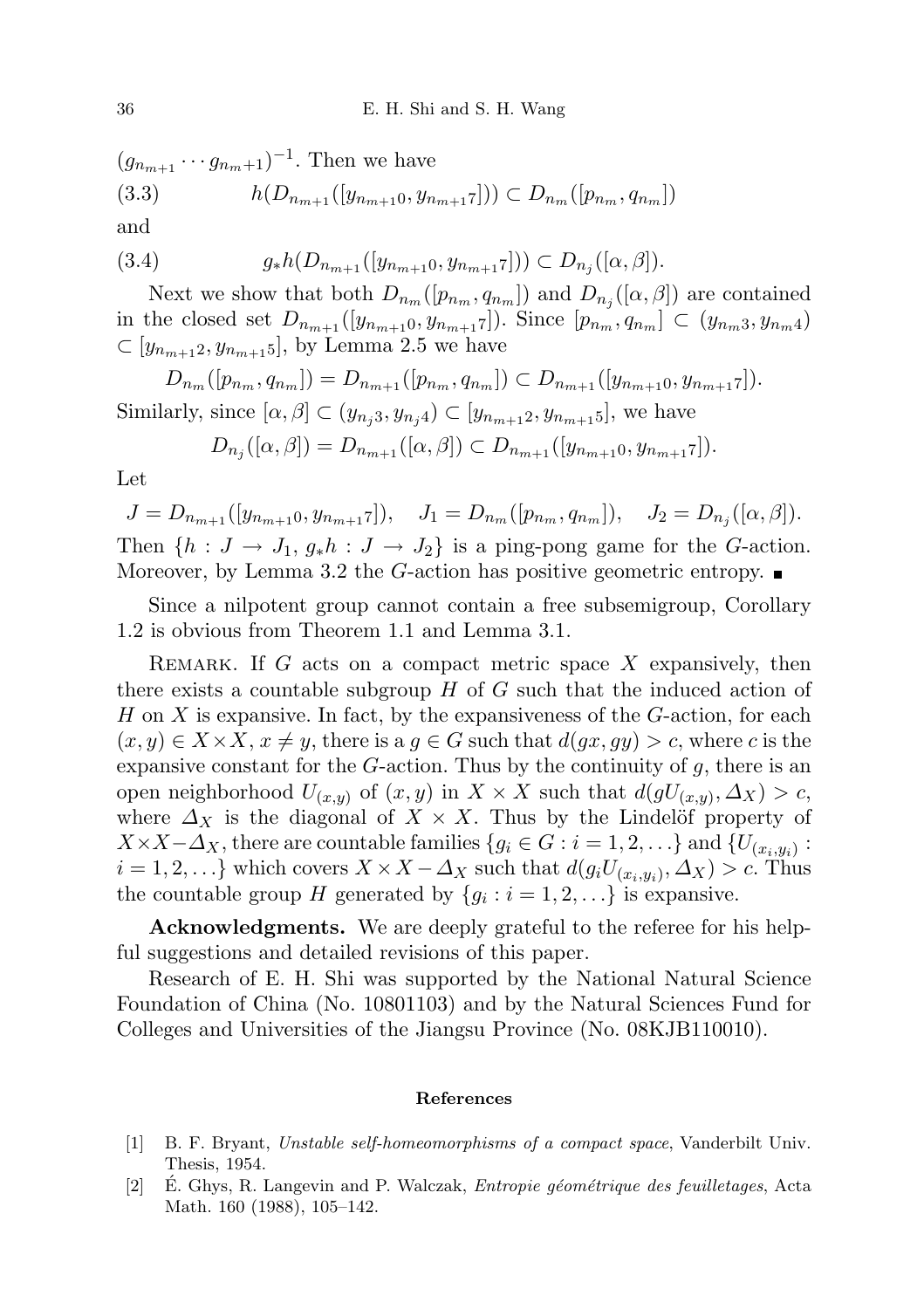$(g_{n_{m+1}} \cdots g_{n_m+1})^{-1}$. Then we have

$$h(D_{n_{m+1}}([y_{n_{m+1}0}, y_{n_{m+1}7}])) \subset D_{n_m}([p_{n_m}, q_{n_m}]) \tag{3.3}$$

and

$$g_* h(D_{n_{m+1}}([y_{n_{m+1}0}, y_{n_{m+1}7}])) \subset D_{n_j}([\alpha, \beta]). \tag{3.4}$$

Next we show that both $D_{n_m}([p_{n_m}, q_{n_m}])$ and $D_{n_j}([\alpha, \beta])$ are contained in the closed set $D_{n_{m+1}}([y_{n_{m+1}0}, y_{n_{m+1}7}])$. Since $[p_{n_m}, q_{n_m}] \subset (y_{n_m3}, y_{n_m4}) \subset [y_{n_{m+1}2}, y_{n_{m+1}5}]$, by Lemma 2.5 we have

$$D_{n_m}([p_{n_m}, q_{n_m}]) = D_{n_{m+1}}([p_{n_m}, q_{n_m}]) \subset D_{n_{m+1}}([y_{n_{m+1}0}, y_{n_{m+1}7}]).$$

Similarly, since $[\alpha, \beta] \subset (y_{n_j3}, y_{n_j4}) \subset [y_{n_{m+1}2}, y_{n_{m+1}5}]$, we have

$$D_{n_j}([\alpha, \beta]) = D_{n_{m+1}}([\alpha, \beta]) \subset D_{n_{m+1}}([y_{n_{m+1}0}, y_{n_{m+1}7}]).$$

Let

$$J = D_{n_{m+1}}([y_{n_{m+1}0}, y_{n_{m+1}7}]), \quad J_1 = D_{n_m}([p_{n_m}, q_{n_m}]), \quad J_2 = D_{n_j}([\alpha, \beta]).$$

Then $\{h : J \to J_1,\, g_* h : J \to J_2\}$ is a ping-pong game for the $G$-action. Moreover, by Lemma 3.2 the $G$-action has positive geometric entropy. ∎

Since a nilpotent group cannot contain a free subsemigroup, Corollary 1.2 is obvious from Theorem 1.1 and Lemma 3.1.

Remark. If $G$ acts on a compact metric space $X$ expansively, then there exists a countable subgroup $H$ of $G$ such that the induced action of $H$ on $X$ is expansive. In fact, by the expansiveness of the $G$-action, for each $(x, y) \in X \times X$, $x \neq y$, there is a $g \in G$ such that $d(gx, gy) > c$, where $c$ is the expansive constant for the $G$-action. Thus by the continuity of $g$, there is an open neighborhood $U_{(x,y)}$ of $(x, y)$ in $X \times X$ such that $d(gU_{(x,y)}, \Delta_X) > c$, where $\Delta_X$ is the diagonal of $X \times X$. Thus by the Lindelöf property of $X \times X - \Delta_X$, there are countable families $\{g_i \in G : i = 1, 2, \ldots\}$ and $\{U_{(x_i, y_i)} : i = 1, 2, \ldots\}$ which covers $X \times X - \Delta_X$ such that $d(g_i U_{(x_i,y_i)}, \Delta_X) > c$. Thus the countable group $H$ generated by $\{g_i : i = 1, 2, \ldots\}$ is expansive.

**Acknowledgments.** We are deeply grateful to the referee for his helpful suggestions and detailed revisions of this paper.

Research of E. H. Shi was supported by the National Natural Science Foundation of China (No. 10801103) and by the Natural Sciences Fund for Colleges and Universities of the Jiangsu Province (No. 08KJB110010).

## References

[1] B. F. Bryant, *Unstable self-homeomorphisms of a compact space*, Vanderbilt Univ. Thesis, 1954.

[2] É. Ghys, R. Langevin and P. Walczak, *Entropie géométrique des feuilletages*, Acta Math. 160 (1988), 105–142.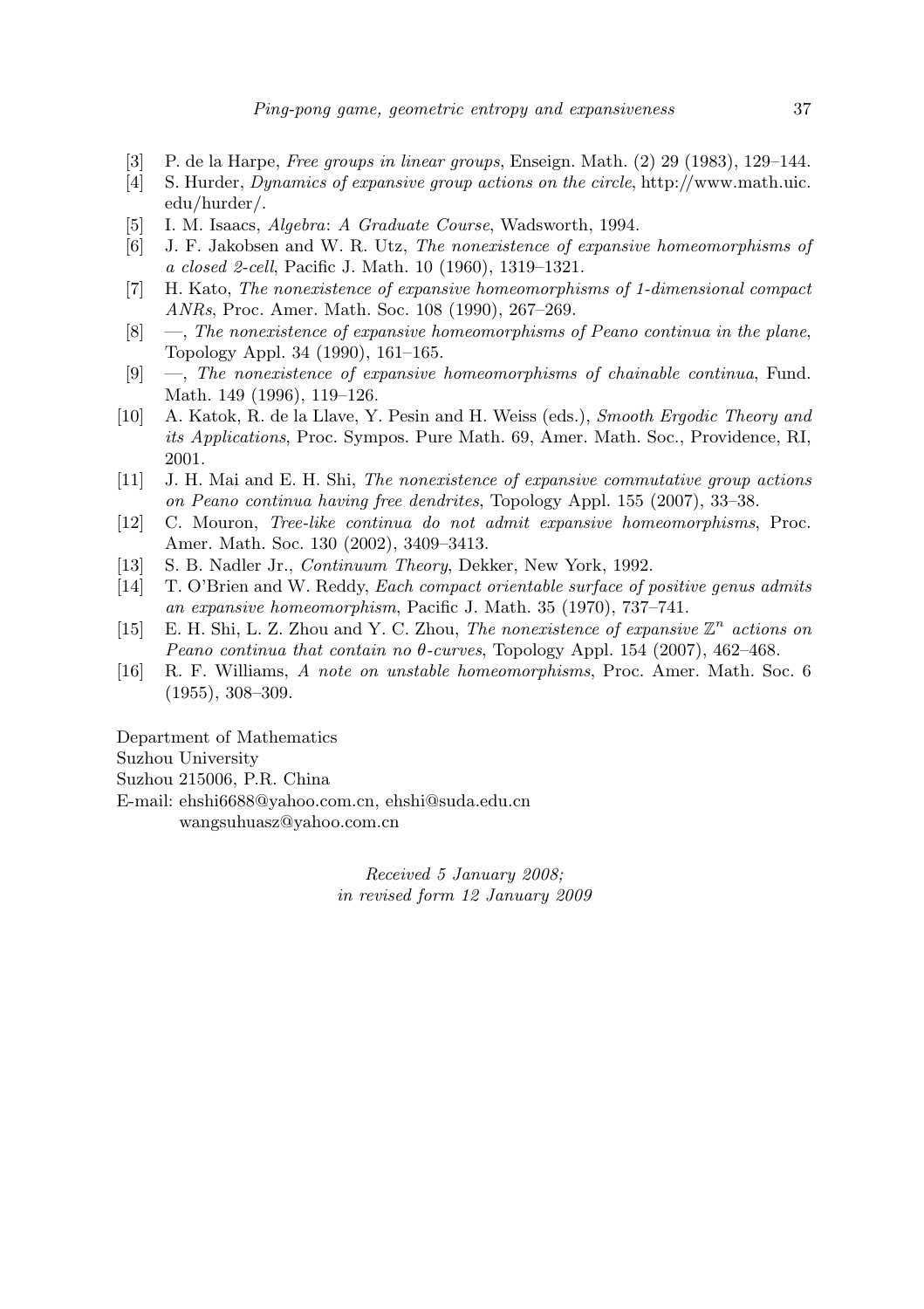[3] P. de la Harpe, *Free groups in linear groups*, Enseign. Math. (2) 29 (1983), 129–144.

[4] S. Hurder, *Dynamics of expansive group actions on the circle*, http://www.math.uic.edu/hurder/.

[5] I. M. Isaacs, *Algebra*: *A Graduate Course*, Wadsworth, 1994.

[6] J. F. Jakobsen and W. R. Utz, *The nonexistence of expansive homeomorphisms of a closed 2-cell*, Pacific J. Math. 10 (1960), 1319–1321.

[7] H. Kato, *The nonexistence of expansive homeomorphisms of 1-dimensional compact ANRs*, Proc. Amer. Math. Soc. 108 (1990), 267–269.

[8] —, *The nonexistence of expansive homeomorphisms of Peano continua in the plane*, Topology Appl. 34 (1990), 161–165.

[9] —, *The nonexistence of expansive homeomorphisms of chainable continua*, Fund. Math. 149 (1996), 119–126.

[10] A. Katok, R. de la Llave, Y. Pesin and H. Weiss (eds.), *Smooth Ergodic Theory and its Applications*, Proc. Sympos. Pure Math. 69, Amer. Math. Soc., Providence, RI, 2001.

[11] J. H. Mai and E. H. Shi, *The nonexistence of expansive commutative group actions on Peano continua having free dendrites*, Topology Appl. 155 (2007), 33–38.

[12] C. Mouron, *Tree-like continua do not admit expansive homeomorphisms*, Proc. Amer. Math. Soc. 130 (2002), 3409–3413.

[13] S. B. Nadler Jr., *Continuum Theory*, Dekker, New York, 1992.

[14] T. O'Brien and W. Reddy, *Each compact orientable surface of positive genus admits an expansive homeomorphism*, Pacific J. Math. 35 (1970), 737–741.

[15] E. H. Shi, L. Z. Zhou and Y. C. Zhou, *The nonexistence of expansive $\mathbb{Z}^n$ actions on Peano continua that contain no $\theta$-curves*, Topology Appl. 154 (2007), 462–468.

[16] R. F. Williams, *A note on unstable homeomorphisms*, Proc. Amer. Math. Soc. 6 (1955), 308–309.

Department of Mathematics
Suzhou University
Suzhou 215006, P.R. China
E-mail: ehshi6688@yahoo.com.cn, ehshi@suda.edu.cn
wangsuhuasz@yahoo.com.cn

*Received 5 January 2008;*
*in revised form 12 January 2009*